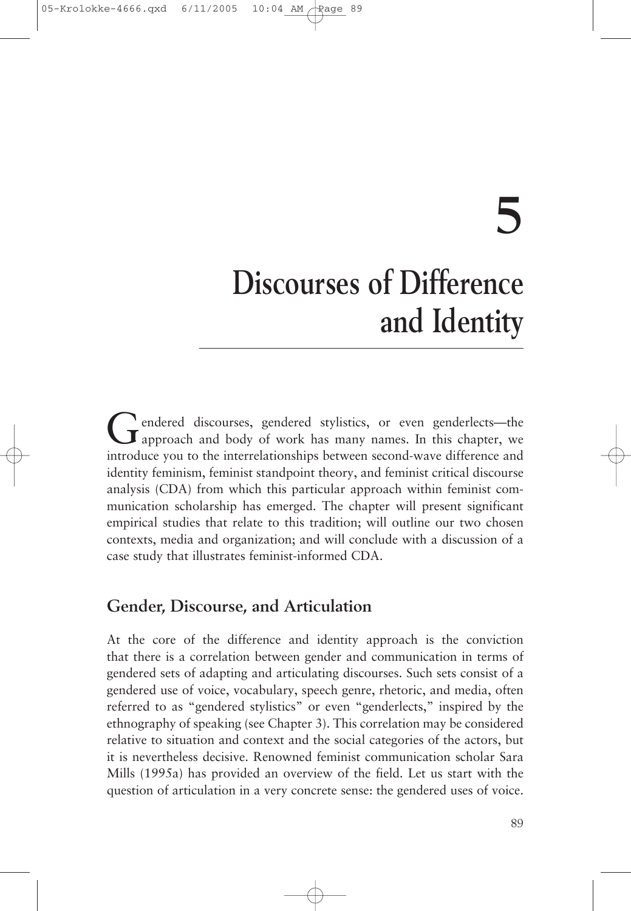# 5

# Discourses of Difference and Identity

Gendered discourses, gendered stylistics, or even genderlects—the approach and body of work has many names. In this chapter, we introduce you to the interrelationships between second-wave difference and identity feminism, feminist standpoint theory, and feminist critical discourse analysis (CDA) from which this particular approach within feminist communication scholarship has emerged. The chapter will present significant empirical studies that relate to this tradition; will outline our two chosen contexts, media and organization; and will conclude with a discussion of a case study that illustrates feminist-informed CDA.

## Gender, Discourse, and Articulation

At the core of the difference and identity approach is the conviction that there is a correlation between gender and communication in terms of gendered sets of adapting and articulating discourses. Such sets consist of a gendered use of voice, vocabulary, speech genre, rhetoric, and media, often referred to as "gendered stylistics" or even "genderlects," inspired by the ethnography of speaking (see Chapter 3). This correlation may be considered relative to situation and context and the social categories of the actors, but it is nevertheless decisive. Renowned feminist communication scholar Sara Mills (1995a) has provided an overview of the field. Let us start with the question of articulation in a very concrete sense: the gendered uses of voice.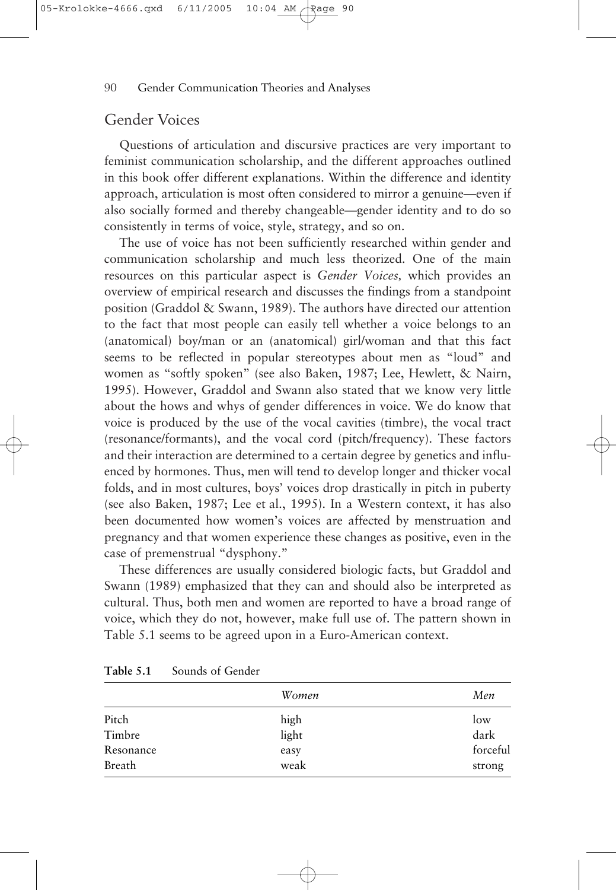## Gender Voices

Questions of articulation and discursive practices are very important to feminist communication scholarship, and the different approaches outlined in this book offer different explanations. Within the difference and identity approach, articulation is most often considered to mirror a genuine—even if also socially formed and thereby changeable—gender identity and to do so consistently in terms of voice, style, strategy, and so on.

The use of voice has not been sufficiently researched within gender and communication scholarship and much less theorized. One of the main resources on this particular aspect is *Gender Voices,* which provides an overview of empirical research and discusses the findings from a standpoint position (Graddol & Swann, 1989). The authors have directed our attention to the fact that most people can easily tell whether a voice belongs to an (anatomical) boy/man or an (anatomical) girl/woman and that this fact seems to be reflected in popular stereotypes about men as "loud" and women as "softly spoken" (see also Baken, 1987; Lee, Hewlett, & Nairn, 1995). However, Graddol and Swann also stated that we know very little about the hows and whys of gender differences in voice. We do know that voice is produced by the use of the vocal cavities (timbre), the vocal tract (resonance/formants), and the vocal cord (pitch/frequency). These factors and their interaction are determined to a certain degree by genetics and influenced by hormones. Thus, men will tend to develop longer and thicker vocal folds, and in most cultures, boys' voices drop drastically in pitch in puberty (see also Baken, 1987; Lee et al., 1995). In a Western context, it has also been documented how women's voices are affected by menstruation and pregnancy and that women experience these changes as positive, even in the case of premenstrual "dysphony."

These differences are usually considered biologic facts, but Graddol and Swann (1989) emphasized that they can and should also be interpreted as cultural. Thus, both men and women are reported to have a broad range of voice, which they do not, however, make full use of. The pattern shown in Table 5.1 seems to be agreed upon in a Euro-American context.

**Table 5.1** Sounds of Gender

| | *Women* | *Men* |
|---|---|---|
| Pitch | high | low |
| Timbre | light | dark |
| Resonance | easy | forceful |
| Breath | weak | strong |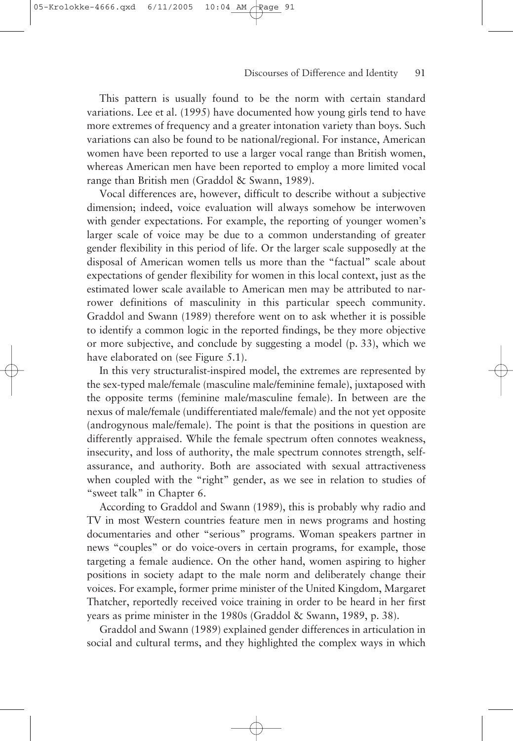This pattern is usually found to be the norm with certain standard variations. Lee et al. (1995) have documented how young girls tend to have more extremes of frequency and a greater intonation variety than boys. Such variations can also be found to be national/regional. For instance, American women have been reported to use a larger vocal range than British women, whereas American men have been reported to employ a more limited vocal range than British men (Graddol & Swann, 1989).

Vocal differences are, however, difficult to describe without a subjective dimension; indeed, voice evaluation will always somehow be interwoven with gender expectations. For example, the reporting of younger women's larger scale of voice may be due to a common understanding of greater gender flexibility in this period of life. Or the larger scale supposedly at the disposal of American women tells us more than the "factual" scale about expectations of gender flexibility for women in this local context, just as the estimated lower scale available to American men may be attributed to narrower definitions of masculinity in this particular speech community. Graddol and Swann (1989) therefore went on to ask whether it is possible to identify a common logic in the reported findings, be they more objective or more subjective, and conclude by suggesting a model (p. 33), which we have elaborated on (see Figure 5.1).

In this very structuralist-inspired model, the extremes are represented by the sex-typed male/female (masculine male/feminine female), juxtaposed with the opposite terms (feminine male/masculine female). In between are the nexus of male/female (undifferentiated male/female) and the not yet opposite (androgynous male/female). The point is that the positions in question are differently appraised. While the female spectrum often connotes weakness, insecurity, and loss of authority, the male spectrum connotes strength, self-assurance, and authority. Both are associated with sexual attractiveness when coupled with the "right" gender, as we see in relation to studies of "sweet talk" in Chapter 6.

According to Graddol and Swann (1989), this is probably why radio and TV in most Western countries feature men in news programs and hosting documentaries and other "serious" programs. Woman speakers partner in news "couples" or do voice-overs in certain programs, for example, those targeting a female audience. On the other hand, women aspiring to higher positions in society adapt to the male norm and deliberately change their voices. For example, former prime minister of the United Kingdom, Margaret Thatcher, reportedly received voice training in order to be heard in her first years as prime minister in the 1980s (Graddol & Swann, 1989, p. 38).

Graddol and Swann (1989) explained gender differences in articulation in social and cultural terms, and they highlighted the complex ways in which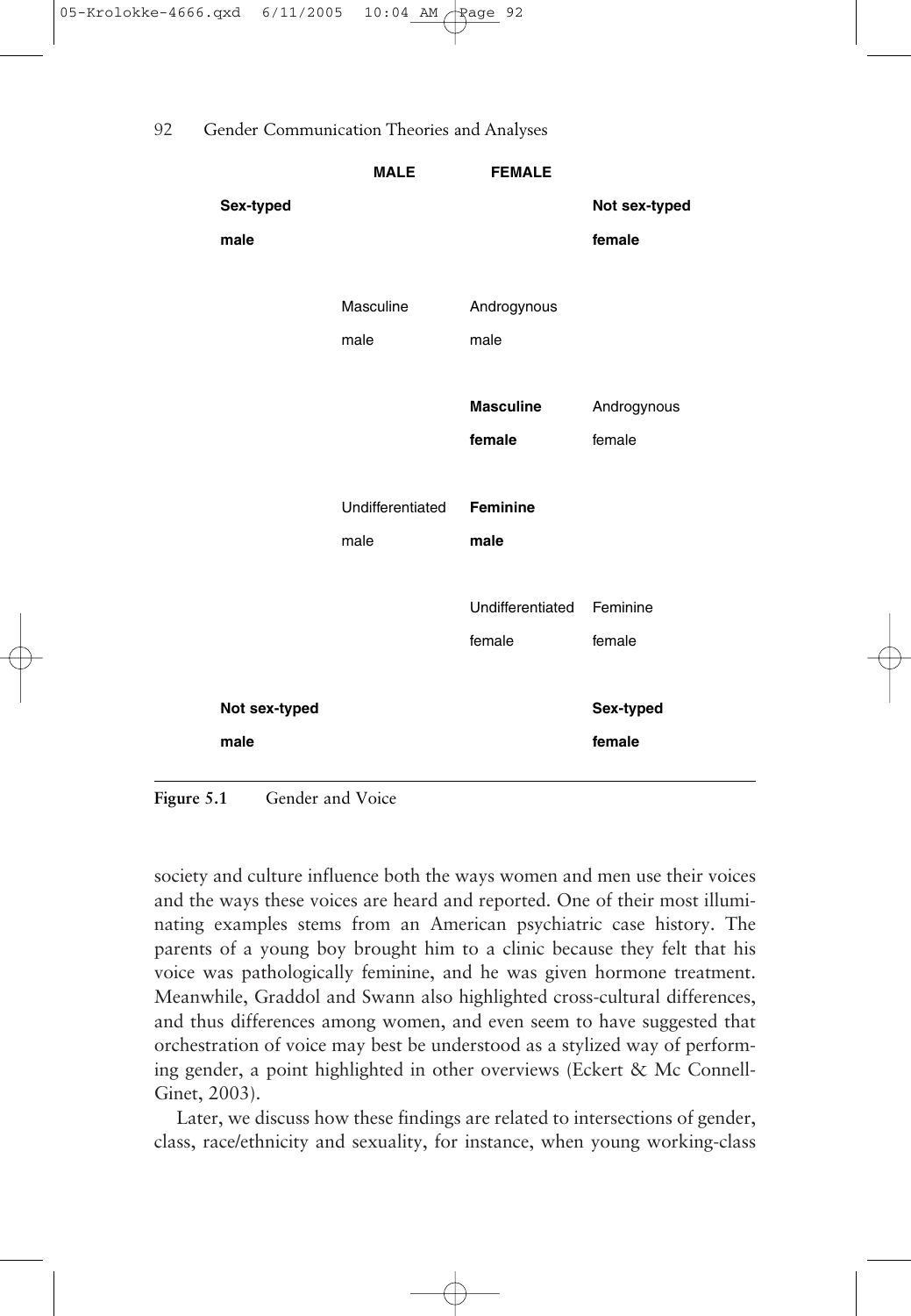| | MALE | FEMALE | |
|---|---|---|---|
| **Sex-typed male** | | | **Not sex-typed female** |
| | Masculine male | Androgynous male | |
| | | **Masculine female** | Androgynous female |
| | Undifferentiated male | **Feminine male** | |
| | | Undifferentiated female | Feminine female |
| **Not sex-typed male** | | | **Sex-typed female** |

**Figure 5.1** Gender and Voice

society and culture influence both the ways women and men use their voices and the ways these voices are heard and reported. One of their most illuminating examples stems from an American psychiatric case history. The parents of a young boy brought him to a clinic because they felt that his voice was pathologically feminine, and he was given hormone treatment. Meanwhile, Graddol and Swann also highlighted cross-cultural differences, and thus differences among women, and even seem to have suggested that orchestration of voice may best be understood as a stylized way of performing gender, a point highlighted in other overviews (Eckert & Mc Connell-Ginet, 2003).

Later, we discuss how these findings are related to intersections of gender, class, race/ethnicity and sexuality, for instance, when young working-class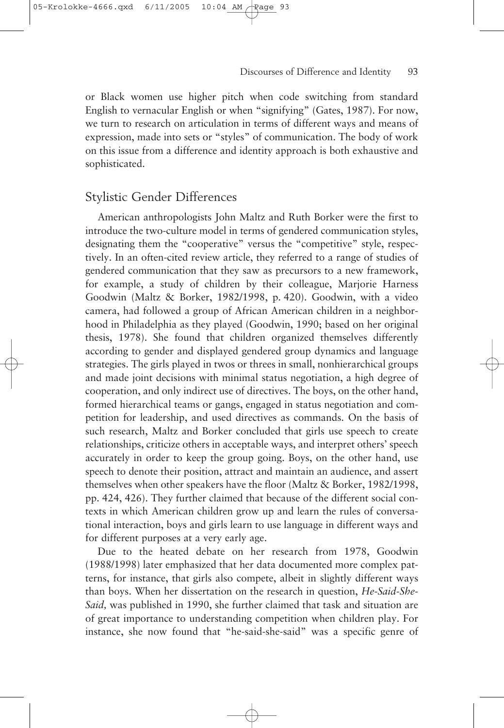or Black women use higher pitch when code switching from standard English to vernacular English or when "signifying" (Gates, 1987). For now, we turn to research on articulation in terms of different ways and means of expression, made into sets or "styles" of communication. The body of work on this issue from a difference and identity approach is both exhaustive and sophisticated.

## Stylistic Gender Differences

American anthropologists John Maltz and Ruth Borker were the first to introduce the two-culture model in terms of gendered communication styles, designating them the "cooperative" versus the "competitive" style, respectively. In an often-cited review article, they referred to a range of studies of gendered communication that they saw as precursors to a new framework, for example, a study of children by their colleague, Marjorie Harness Goodwin (Maltz & Borker, 1982/1998, p. 420). Goodwin, with a video camera, had followed a group of African American children in a neighborhood in Philadelphia as they played (Goodwin, 1990; based on her original thesis, 1978). She found that children organized themselves differently according to gender and displayed gendered group dynamics and language strategies. The girls played in twos or threes in small, nonhierarchical groups and made joint decisions with minimal status negotiation, a high degree of cooperation, and only indirect use of directives. The boys, on the other hand, formed hierarchical teams or gangs, engaged in status negotiation and competition for leadership, and used directives as commands. On the basis of such research, Maltz and Borker concluded that girls use speech to create relationships, criticize others in acceptable ways, and interpret others' speech accurately in order to keep the group going. Boys, on the other hand, use speech to denote their position, attract and maintain an audience, and assert themselves when other speakers have the floor (Maltz & Borker, 1982/1998, pp. 424, 426). They further claimed that because of the different social contexts in which American children grow up and learn the rules of conversational interaction, boys and girls learn to use language in different ways and for different purposes at a very early age.

Due to the heated debate on her research from 1978, Goodwin (1988/1998) later emphasized that her data documented more complex patterns, for instance, that girls also compete, albeit in slightly different ways than boys. When her dissertation on the research in question, *He-Said-She-Said,* was published in 1990, she further claimed that task and situation are of great importance to understanding competition when children play. For instance, she now found that "he-said-she-said" was a specific genre of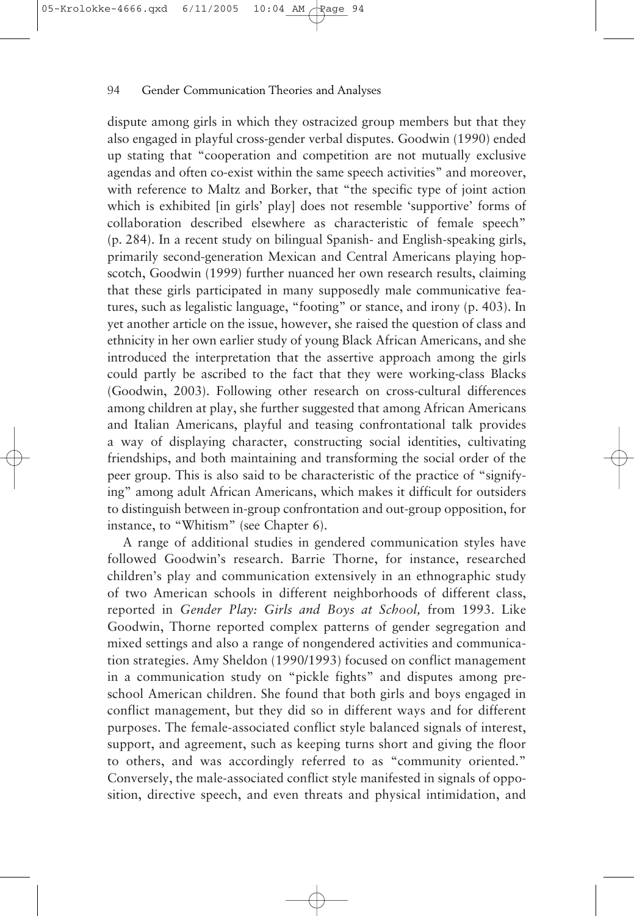dispute among girls in which they ostracized group members but that they also engaged in playful cross-gender verbal disputes. Goodwin (1990) ended up stating that "cooperation and competition are not mutually exclusive agendas and often co-exist within the same speech activities" and moreover, with reference to Maltz and Borker, that "the specific type of joint action which is exhibited [in girls' play] does not resemble 'supportive' forms of collaboration described elsewhere as characteristic of female speech" (p. 284). In a recent study on bilingual Spanish- and English-speaking girls, primarily second-generation Mexican and Central Americans playing hopscotch, Goodwin (1999) further nuanced her own research results, claiming that these girls participated in many supposedly male communicative features, such as legalistic language, "footing" or stance, and irony (p. 403). In yet another article on the issue, however, she raised the question of class and ethnicity in her own earlier study of young Black African Americans, and she introduced the interpretation that the assertive approach among the girls could partly be ascribed to the fact that they were working-class Blacks (Goodwin, 2003). Following other research on cross-cultural differences among children at play, she further suggested that among African Americans and Italian Americans, playful and teasing confrontational talk provides a way of displaying character, constructing social identities, cultivating friendships, and both maintaining and transforming the social order of the peer group. This is also said to be characteristic of the practice of "signifying" among adult African Americans, which makes it difficult for outsiders to distinguish between in-group confrontation and out-group opposition, for instance, to "Whitism" (see Chapter 6).

A range of additional studies in gendered communication styles have followed Goodwin's research. Barrie Thorne, for instance, researched children's play and communication extensively in an ethnographic study of two American schools in different neighborhoods of different class, reported in *Gender Play: Girls and Boys at School,* from 1993. Like Goodwin, Thorne reported complex patterns of gender segregation and mixed settings and also a range of nongendered activities and communication strategies. Amy Sheldon (1990/1993) focused on conflict management in a communication study on "pickle fights" and disputes among preschool American children. She found that both girls and boys engaged in conflict management, but they did so in different ways and for different purposes. The female-associated conflict style balanced signals of interest, support, and agreement, such as keeping turns short and giving the floor to others, and was accordingly referred to as "community oriented." Conversely, the male-associated conflict style manifested in signals of opposition, directive speech, and even threats and physical intimidation, and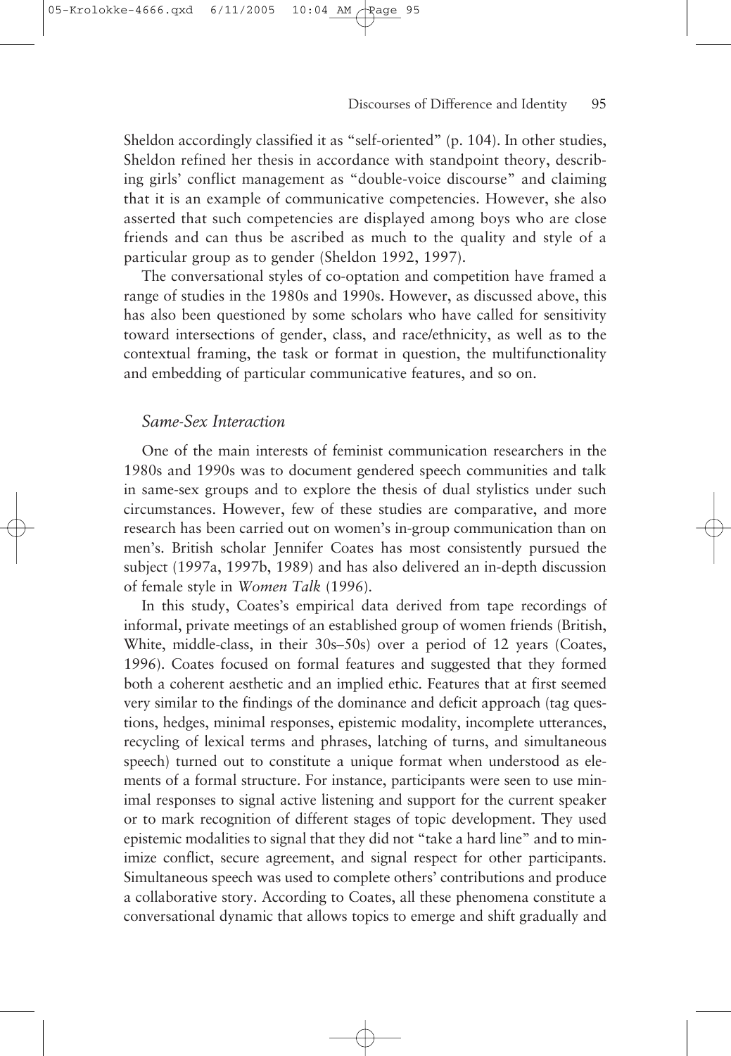Sheldon accordingly classified it as "self-oriented" (p. 104). In other studies, Sheldon refined her thesis in accordance with standpoint theory, describing girls' conflict management as "double-voice discourse" and claiming that it is an example of communicative competencies. However, she also asserted that such competencies are displayed among boys who are close friends and can thus be ascribed as much to the quality and style of a particular group as to gender (Sheldon 1992, 1997).

The conversational styles of co-optation and competition have framed a range of studies in the 1980s and 1990s. However, as discussed above, this has also been questioned by some scholars who have called for sensitivity toward intersections of gender, class, and race/ethnicity, as well as to the contextual framing, the task or format in question, the multifunctionality and embedding of particular communicative features, and so on.

### *Same-Sex Interaction*

One of the main interests of feminist communication researchers in the 1980s and 1990s was to document gendered speech communities and talk in same-sex groups and to explore the thesis of dual stylistics under such circumstances. However, few of these studies are comparative, and more research has been carried out on women's in-group communication than on men's. British scholar Jennifer Coates has most consistently pursued the subject (1997a, 1997b, 1989) and has also delivered an in-depth discussion of female style in *Women Talk* (1996).

In this study, Coates's empirical data derived from tape recordings of informal, private meetings of an established group of women friends (British, White, middle-class, in their 30s–50s) over a period of 12 years (Coates, 1996). Coates focused on formal features and suggested that they formed both a coherent aesthetic and an implied ethic. Features that at first seemed very similar to the findings of the dominance and deficit approach (tag questions, hedges, minimal responses, epistemic modality, incomplete utterances, recycling of lexical terms and phrases, latching of turns, and simultaneous speech) turned out to constitute a unique format when understood as elements of a formal structure. For instance, participants were seen to use minimal responses to signal active listening and support for the current speaker or to mark recognition of different stages of topic development. They used epistemic modalities to signal that they did not "take a hard line" and to minimize conflict, secure agreement, and signal respect for other participants. Simultaneous speech was used to complete others' contributions and produce a collaborative story. According to Coates, all these phenomena constitute a conversational dynamic that allows topics to emerge and shift gradually and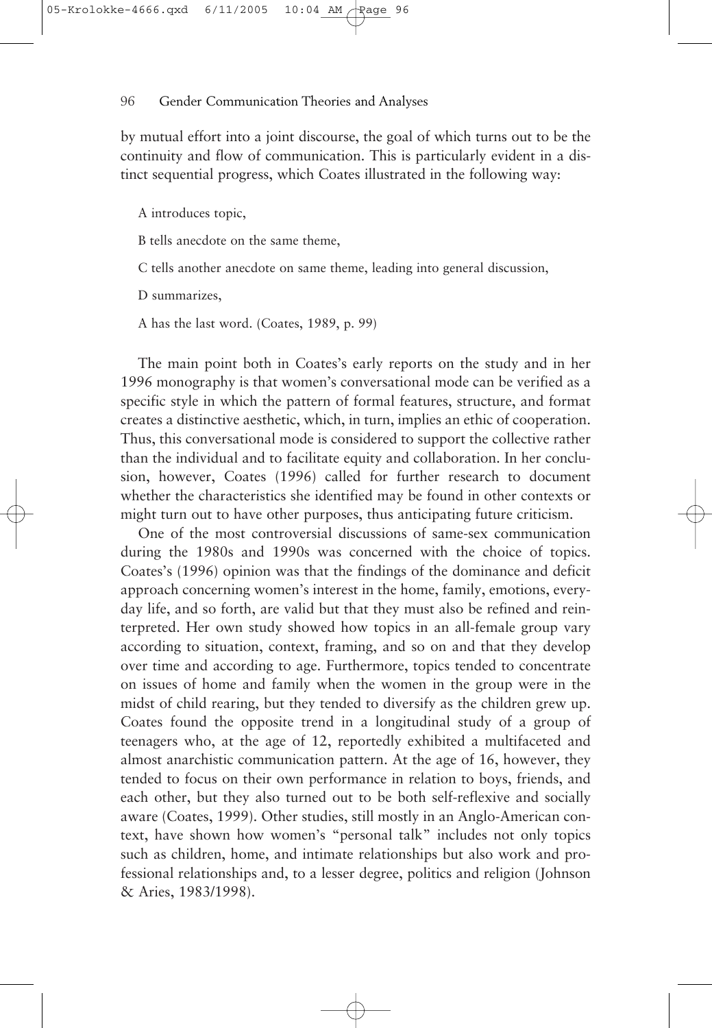by mutual effort into a joint discourse, the goal of which turns out to be the continuity and flow of communication. This is particularly evident in a distinct sequential progress, which Coates illustrated in the following way:

> A introduces topic,
>
> B tells anecdote on the same theme,
>
> C tells another anecdote on same theme, leading into general discussion,
>
> D summarizes,
>
> A has the last word. (Coates, 1989, p. 99)

The main point both in Coates's early reports on the study and in her 1996 monography is that women's conversational mode can be verified as a specific style in which the pattern of formal features, structure, and format creates a distinctive aesthetic, which, in turn, implies an ethic of cooperation. Thus, this conversational mode is considered to support the collective rather than the individual and to facilitate equity and collaboration. In her conclusion, however, Coates (1996) called for further research to document whether the characteristics she identified may be found in other contexts or might turn out to have other purposes, thus anticipating future criticism.

One of the most controversial discussions of same-sex communication during the 1980s and 1990s was concerned with the choice of topics. Coates's (1996) opinion was that the findings of the dominance and deficit approach concerning women's interest in the home, family, emotions, everyday life, and so forth, are valid but that they must also be refined and reinterpreted. Her own study showed how topics in an all-female group vary according to situation, context, framing, and so on and that they develop over time and according to age. Furthermore, topics tended to concentrate on issues of home and family when the women in the group were in the midst of child rearing, but they tended to diversify as the children grew up. Coates found the opposite trend in a longitudinal study of a group of teenagers who, at the age of 12, reportedly exhibited a multifaceted and almost anarchistic communication pattern. At the age of 16, however, they tended to focus on their own performance in relation to boys, friends, and each other, but they also turned out to be both self-reflexive and socially aware (Coates, 1999). Other studies, still mostly in an Anglo-American context, have shown how women's "personal talk" includes not only topics such as children, home, and intimate relationships but also work and professional relationships and, to a lesser degree, politics and religion (Johnson & Aries, 1983/1998).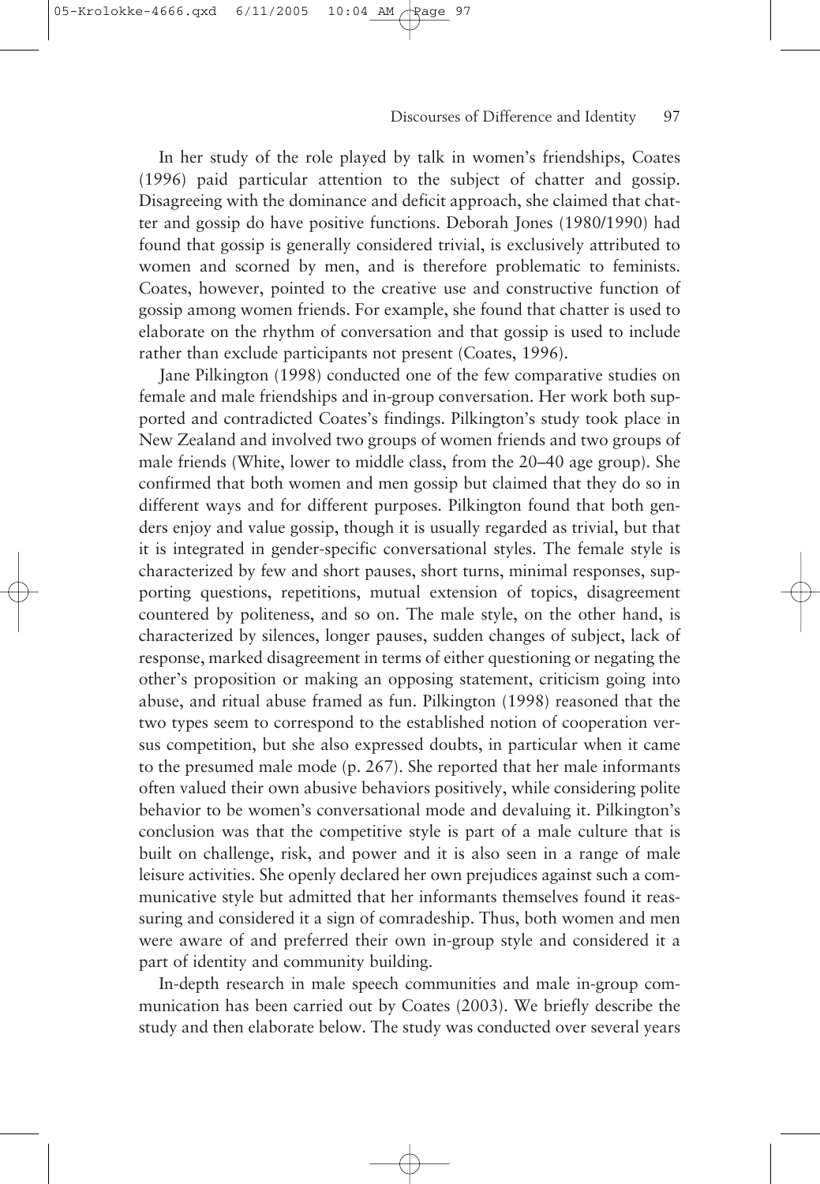In her study of the role played by talk in women's friendships, Coates (1996) paid particular attention to the subject of chatter and gossip. Disagreeing with the dominance and deficit approach, she claimed that chatter and gossip do have positive functions. Deborah Jones (1980/1990) had found that gossip is generally considered trivial, is exclusively attributed to women and scorned by men, and is therefore problematic to feminists. Coates, however, pointed to the creative use and constructive function of gossip among women friends. For example, she found that chatter is used to elaborate on the rhythm of conversation and that gossip is used to include rather than exclude participants not present (Coates, 1996).

Jane Pilkington (1998) conducted one of the few comparative studies on female and male friendships and in-group conversation. Her work both supported and contradicted Coates's findings. Pilkington's study took place in New Zealand and involved two groups of women friends and two groups of male friends (White, lower to middle class, from the 20–40 age group). She confirmed that both women and men gossip but claimed that they do so in different ways and for different purposes. Pilkington found that both genders enjoy and value gossip, though it is usually regarded as trivial, but that it is integrated in gender-specific conversational styles. The female style is characterized by few and short pauses, short turns, minimal responses, supporting questions, repetitions, mutual extension of topics, disagreement countered by politeness, and so on. The male style, on the other hand, is characterized by silences, longer pauses, sudden changes of subject, lack of response, marked disagreement in terms of either questioning or negating the other's proposition or making an opposing statement, criticism going into abuse, and ritual abuse framed as fun. Pilkington (1998) reasoned that the two types seem to correspond to the established notion of cooperation versus competition, but she also expressed doubts, in particular when it came to the presumed male mode (p. 267). She reported that her male informants often valued their own abusive behaviors positively, while considering polite behavior to be women's conversational mode and devaluing it. Pilkington's conclusion was that the competitive style is part of a male culture that is built on challenge, risk, and power and it is also seen in a range of male leisure activities. She openly declared her own prejudices against such a communicative style but admitted that her informants themselves found it reassuring and considered it a sign of comradeship. Thus, both women and men were aware of and preferred their own in-group style and considered it a part of identity and community building.

In-depth research in male speech communities and male in-group communication has been carried out by Coates (2003). We briefly describe the study and then elaborate below. The study was conducted over several years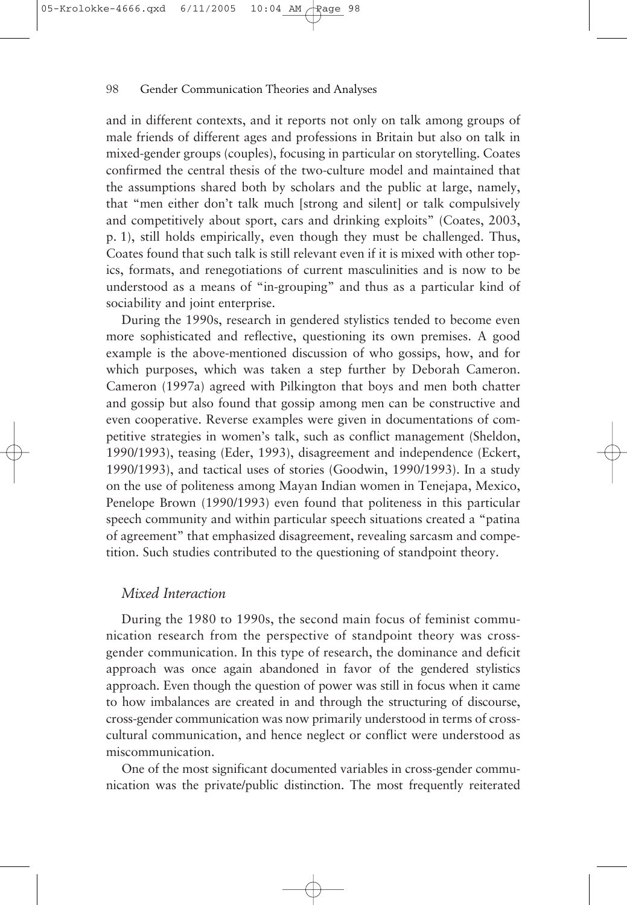and in different contexts, and it reports not only on talk among groups of male friends of different ages and professions in Britain but also on talk in mixed-gender groups (couples), focusing in particular on storytelling. Coates confirmed the central thesis of the two-culture model and maintained that the assumptions shared both by scholars and the public at large, namely, that "men either don't talk much [strong and silent] or talk compulsively and competitively about sport, cars and drinking exploits" (Coates, 2003, p. 1), still holds empirically, even though they must be challenged. Thus, Coates found that such talk is still relevant even if it is mixed with other topics, formats, and renegotiations of current masculinities and is now to be understood as a means of "in-grouping" and thus as a particular kind of sociability and joint enterprise.

During the 1990s, research in gendered stylistics tended to become even more sophisticated and reflective, questioning its own premises. A good example is the above-mentioned discussion of who gossips, how, and for which purposes, which was taken a step further by Deborah Cameron. Cameron (1997a) agreed with Pilkington that boys and men both chatter and gossip but also found that gossip among men can be constructive and even cooperative. Reverse examples were given in documentations of competitive strategies in women's talk, such as conflict management (Sheldon, 1990/1993), teasing (Eder, 1993), disagreement and independence (Eckert, 1990/1993), and tactical uses of stories (Goodwin, 1990/1993). In a study on the use of politeness among Mayan Indian women in Tenejapa, Mexico, Penelope Brown (1990/1993) even found that politeness in this particular speech community and within particular speech situations created a "patina of agreement" that emphasized disagreement, revealing sarcasm and competition. Such studies contributed to the questioning of standpoint theory.

### *Mixed Interaction*

During the 1980 to 1990s, the second main focus of feminist communication research from the perspective of standpoint theory was cross-gender communication. In this type of research, the dominance and deficit approach was once again abandoned in favor of the gendered stylistics approach. Even though the question of power was still in focus when it came to how imbalances are created in and through the structuring of discourse, cross-gender communication was now primarily understood in terms of cross-cultural communication, and hence neglect or conflict were understood as miscommunication.

One of the most significant documented variables in cross-gender communication was the private/public distinction. The most frequently reiterated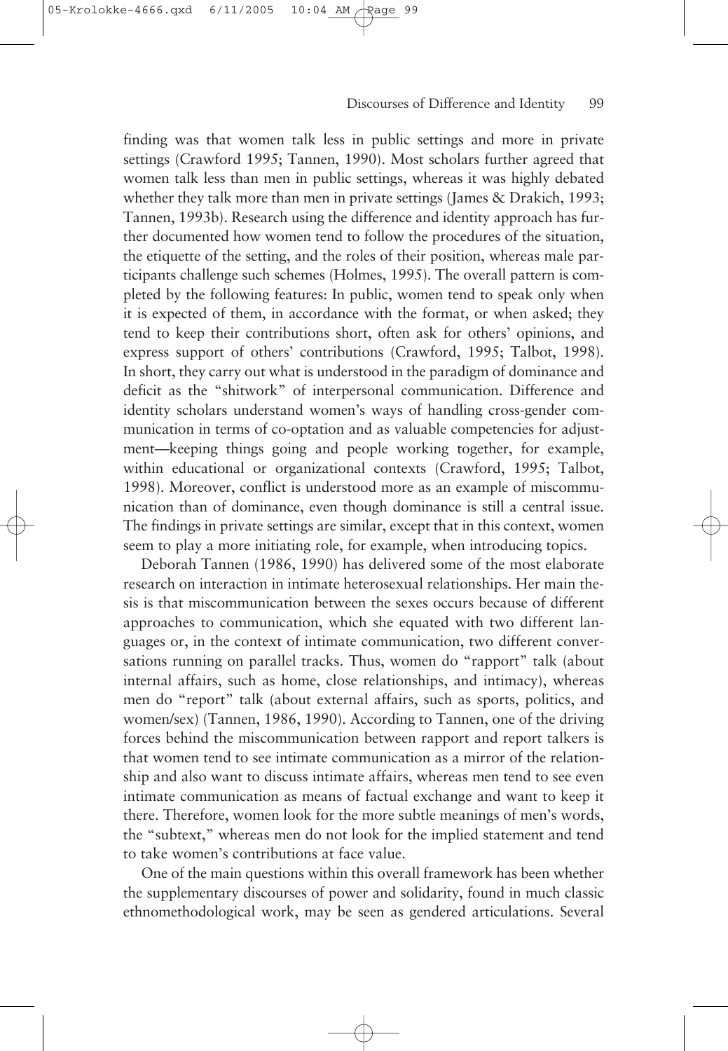finding was that women talk less in public settings and more in private settings (Crawford 1995; Tannen, 1990). Most scholars further agreed that women talk less than men in public settings, whereas it was highly debated whether they talk more than men in private settings (James & Drakich, 1993; Tannen, 1993b). Research using the difference and identity approach has further documented how women tend to follow the procedures of the situation, the etiquette of the setting, and the roles of their position, whereas male participants challenge such schemes (Holmes, 1995). The overall pattern is completed by the following features: In public, women tend to speak only when it is expected of them, in accordance with the format, or when asked; they tend to keep their contributions short, often ask for others' opinions, and express support of others' contributions (Crawford, 1995; Talbot, 1998). In short, they carry out what is understood in the paradigm of dominance and deficit as the "shitwork" of interpersonal communication. Difference and identity scholars understand women's ways of handling cross-gender communication in terms of co-optation and as valuable competencies for adjustment—keeping things going and people working together, for example, within educational or organizational contexts (Crawford, 1995; Talbot, 1998). Moreover, conflict is understood more as an example of miscommunication than of dominance, even though dominance is still a central issue. The findings in private settings are similar, except that in this context, women seem to play a more initiating role, for example, when introducing topics.

Deborah Tannen (1986, 1990) has delivered some of the most elaborate research on interaction in intimate heterosexual relationships. Her main thesis is that miscommunication between the sexes occurs because of different approaches to communication, which she equated with two different languages or, in the context of intimate communication, two different conversations running on parallel tracks. Thus, women do "rapport" talk (about internal affairs, such as home, close relationships, and intimacy), whereas men do "report" talk (about external affairs, such as sports, politics, and women/sex) (Tannen, 1986, 1990). According to Tannen, one of the driving forces behind the miscommunication between rapport and report talkers is that women tend to see intimate communication as a mirror of the relationship and also want to discuss intimate affairs, whereas men tend to see even intimate communication as means of factual exchange and want to keep it there. Therefore, women look for the more subtle meanings of men's words, the "subtext," whereas men do not look for the implied statement and tend to take women's contributions at face value.

One of the main questions within this overall framework has been whether the supplementary discourses of power and solidarity, found in much classic ethnomethodological work, may be seen as gendered articulations. Several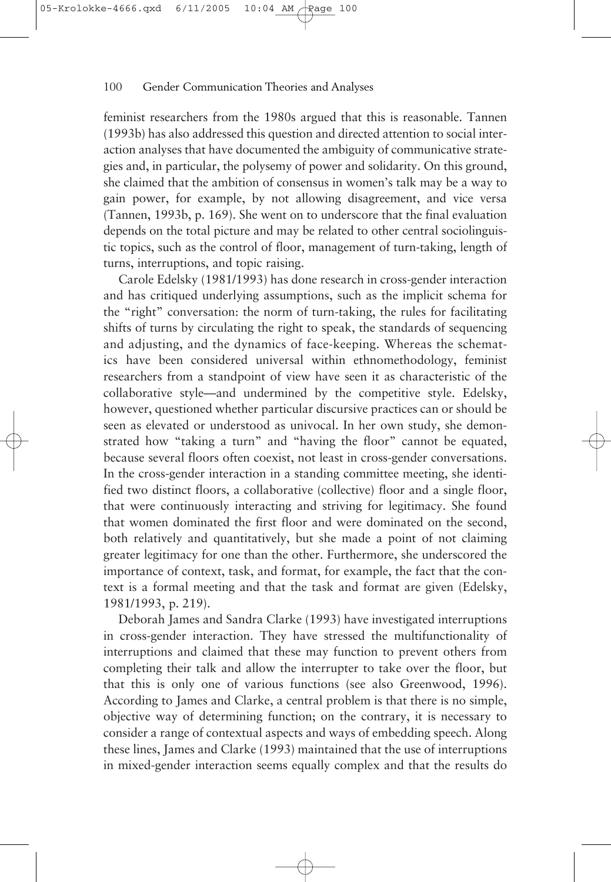feminist researchers from the 1980s argued that this is reasonable. Tannen (1993b) has also addressed this question and directed attention to social interaction analyses that have documented the ambiguity of communicative strategies and, in particular, the polysemy of power and solidarity. On this ground, she claimed that the ambition of consensus in women's talk may be a way to gain power, for example, by not allowing disagreement, and vice versa (Tannen, 1993b, p. 169). She went on to underscore that the final evaluation depends on the total picture and may be related to other central sociolinguistic topics, such as the control of floor, management of turn-taking, length of turns, interruptions, and topic raising.

Carole Edelsky (1981/1993) has done research in cross-gender interaction and has critiqued underlying assumptions, such as the implicit schema for the "right" conversation: the norm of turn-taking, the rules for facilitating shifts of turns by circulating the right to speak, the standards of sequencing and adjusting, and the dynamics of face-keeping. Whereas the schematics have been considered universal within ethnomethodology, feminist researchers from a standpoint of view have seen it as characteristic of the collaborative style—and undermined by the competitive style. Edelsky, however, questioned whether particular discursive practices can or should be seen as elevated or understood as univocal. In her own study, she demonstrated how "taking a turn" and "having the floor" cannot be equated, because several floors often coexist, not least in cross-gender conversations. In the cross-gender interaction in a standing committee meeting, she identified two distinct floors, a collaborative (collective) floor and a single floor, that were continuously interacting and striving for legitimacy. She found that women dominated the first floor and were dominated on the second, both relatively and quantitatively, but she made a point of not claiming greater legitimacy for one than the other. Furthermore, she underscored the importance of context, task, and format, for example, the fact that the context is a formal meeting and that the task and format are given (Edelsky, 1981/1993, p. 219).

Deborah James and Sandra Clarke (1993) have investigated interruptions in cross-gender interaction. They have stressed the multifunctionality of interruptions and claimed that these may function to prevent others from completing their talk and allow the interrupter to take over the floor, but that this is only one of various functions (see also Greenwood, 1996). According to James and Clarke, a central problem is that there is no simple, objective way of determining function; on the contrary, it is necessary to consider a range of contextual aspects and ways of embedding speech. Along these lines, James and Clarke (1993) maintained that the use of interruptions in mixed-gender interaction seems equally complex and that the results do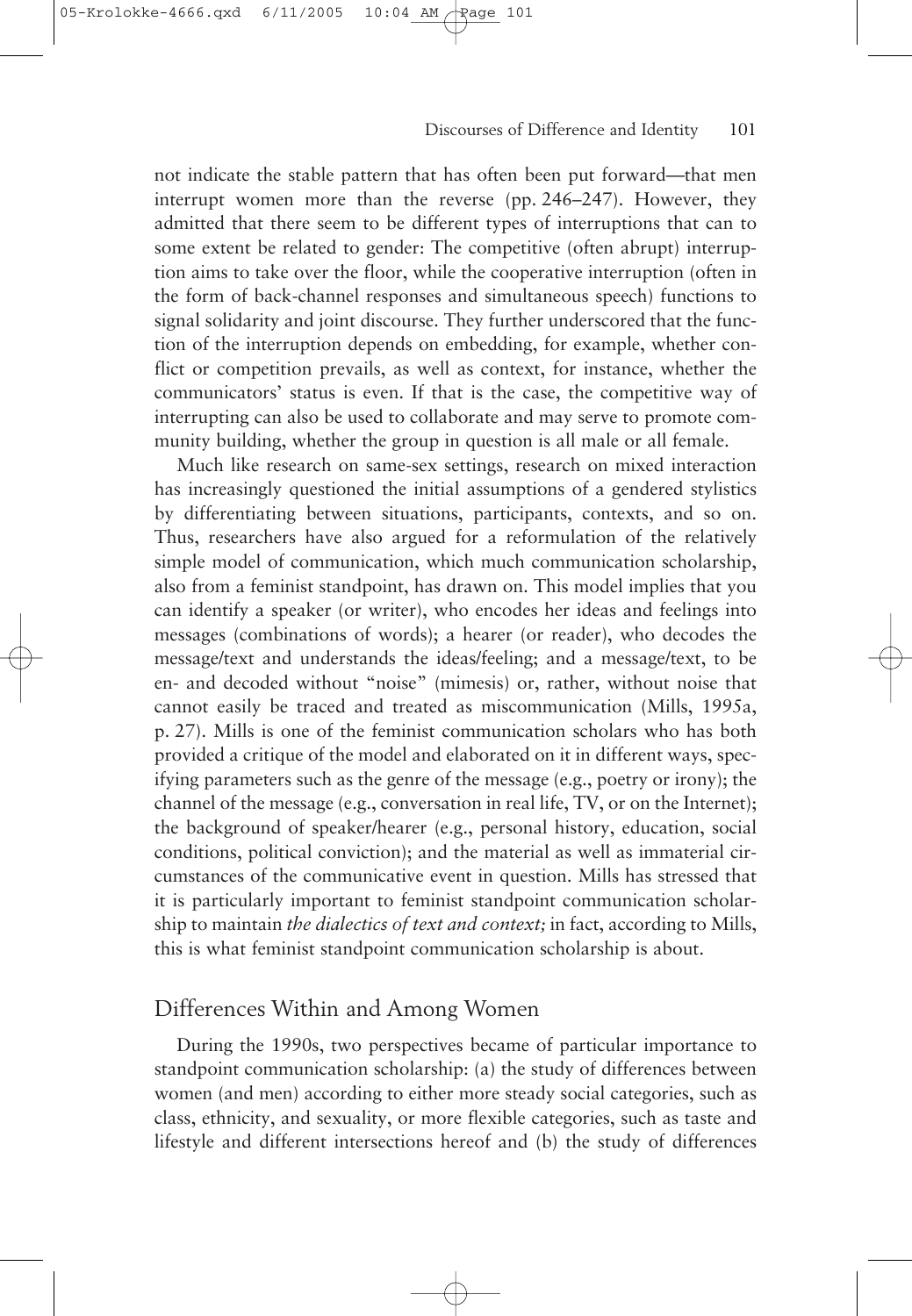not indicate the stable pattern that has often been put forward—that men interrupt women more than the reverse (pp. 246–247). However, they admitted that there seem to be different types of interruptions that can to some extent be related to gender: The competitive (often abrupt) interruption aims to take over the floor, while the cooperative interruption (often in the form of back-channel responses and simultaneous speech) functions to signal solidarity and joint discourse. They further underscored that the function of the interruption depends on embedding, for example, whether conflict or competition prevails, as well as context, for instance, whether the communicators' status is even. If that is the case, the competitive way of interrupting can also be used to collaborate and may serve to promote community building, whether the group in question is all male or all female.

Much like research on same-sex settings, research on mixed interaction has increasingly questioned the initial assumptions of a gendered stylistics by differentiating between situations, participants, contexts, and so on. Thus, researchers have also argued for a reformulation of the relatively simple model of communication, which much communication scholarship, also from a feminist standpoint, has drawn on. This model implies that you can identify a speaker (or writer), who encodes her ideas and feelings into messages (combinations of words); a hearer (or reader), who decodes the message/text and understands the ideas/feeling; and a message/text, to be en- and decoded without "noise" (mimesis) or, rather, without noise that cannot easily be traced and treated as miscommunication (Mills, 1995a, p. 27). Mills is one of the feminist communication scholars who has both provided a critique of the model and elaborated on it in different ways, specifying parameters such as the genre of the message (e.g., poetry or irony); the channel of the message (e.g., conversation in real life, TV, or on the Internet); the background of speaker/hearer (e.g., personal history, education, social conditions, political conviction); and the material as well as immaterial circumstances of the communicative event in question. Mills has stressed that it is particularly important to feminist standpoint communication scholarship to maintain *the dialectics of text and context;* in fact, according to Mills, this is what feminist standpoint communication scholarship is about.

## Differences Within and Among Women

During the 1990s, two perspectives became of particular importance to standpoint communication scholarship: (a) the study of differences between women (and men) according to either more steady social categories, such as class, ethnicity, and sexuality, or more flexible categories, such as taste and lifestyle and different intersections hereof and (b) the study of differences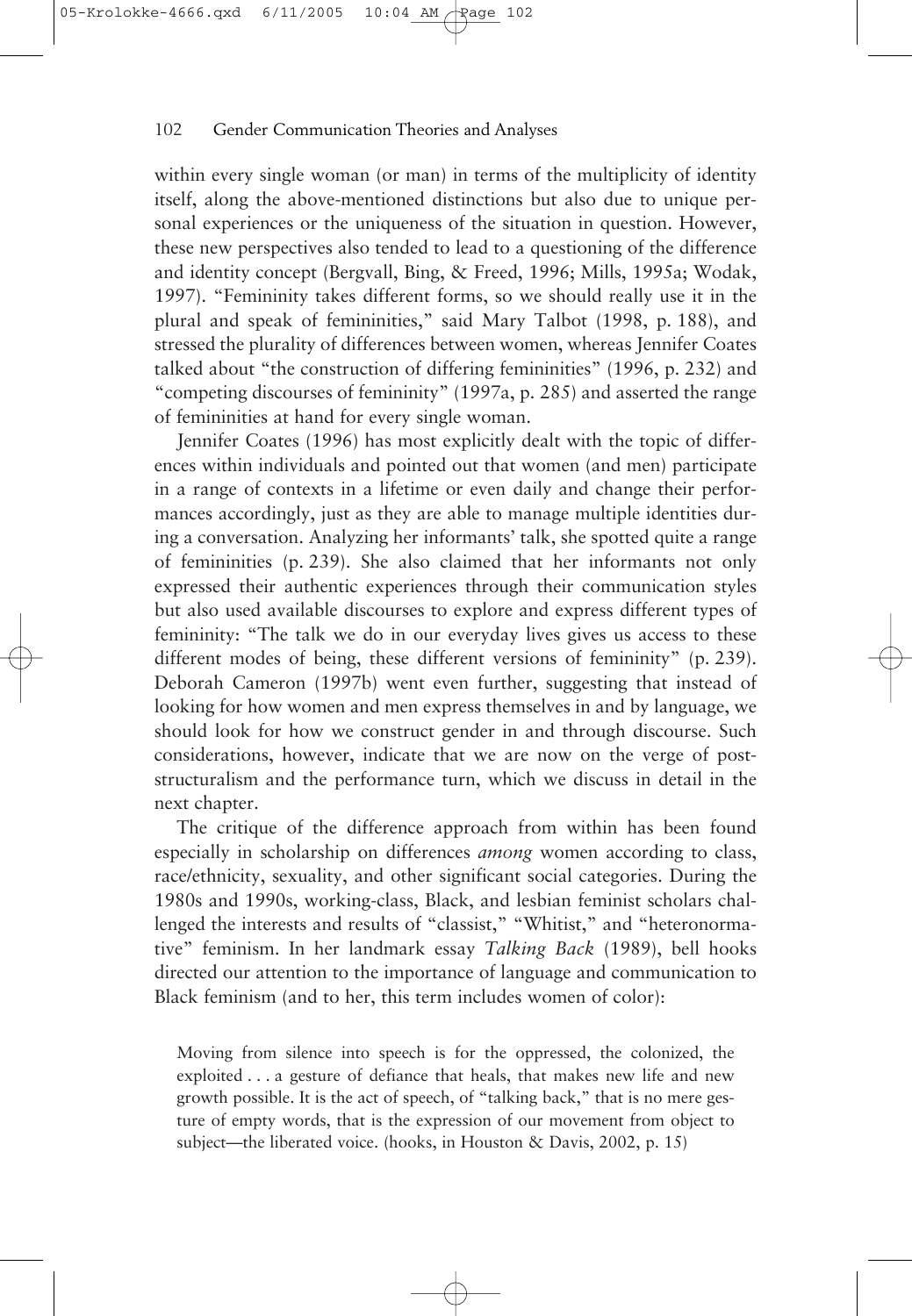within every single woman (or man) in terms of the multiplicity of identity itself, along the above-mentioned distinctions but also due to unique personal experiences or the uniqueness of the situation in question. However, these new perspectives also tended to lead to a questioning of the difference and identity concept (Bergvall, Bing, & Freed, 1996; Mills, 1995a; Wodak, 1997). "Femininity takes different forms, so we should really use it in the plural and speak of femininities," said Mary Talbot (1998, p. 188), and stressed the plurality of differences between women, whereas Jennifer Coates talked about "the construction of differing femininities" (1996, p. 232) and "competing discourses of femininity" (1997a, p. 285) and asserted the range of femininities at hand for every single woman.

Jennifer Coates (1996) has most explicitly dealt with the topic of differences within individuals and pointed out that women (and men) participate in a range of contexts in a lifetime or even daily and change their performances accordingly, just as they are able to manage multiple identities during a conversation. Analyzing her informants' talk, she spotted quite a range of femininities (p. 239). She also claimed that her informants not only expressed their authentic experiences through their communication styles but also used available discourses to explore and express different types of femininity: "The talk we do in our everyday lives gives us access to these different modes of being, these different versions of femininity" (p. 239). Deborah Cameron (1997b) went even further, suggesting that instead of looking for how women and men express themselves in and by language, we should look for how we construct gender in and through discourse. Such considerations, however, indicate that we are now on the verge of poststructuralism and the performance turn, which we discuss in detail in the next chapter.

The critique of the difference approach from within has been found especially in scholarship on differences *among* women according to class, race/ethnicity, sexuality, and other significant social categories. During the 1980s and 1990s, working-class, Black, and lesbian feminist scholars challenged the interests and results of "classist," "Whitist," and "heteronormative" feminism. In her landmark essay *Talking Back* (1989), bell hooks directed our attention to the importance of language and communication to Black feminism (and to her, this term includes women of color):

> Moving from silence into speech is for the oppressed, the colonized, the exploited . . . a gesture of defiance that heals, that makes new life and new growth possible. It is the act of speech, of "talking back," that is no mere gesture of empty words, that is the expression of our movement from object to subject—the liberated voice. (hooks, in Houston & Davis, 2002, p. 15)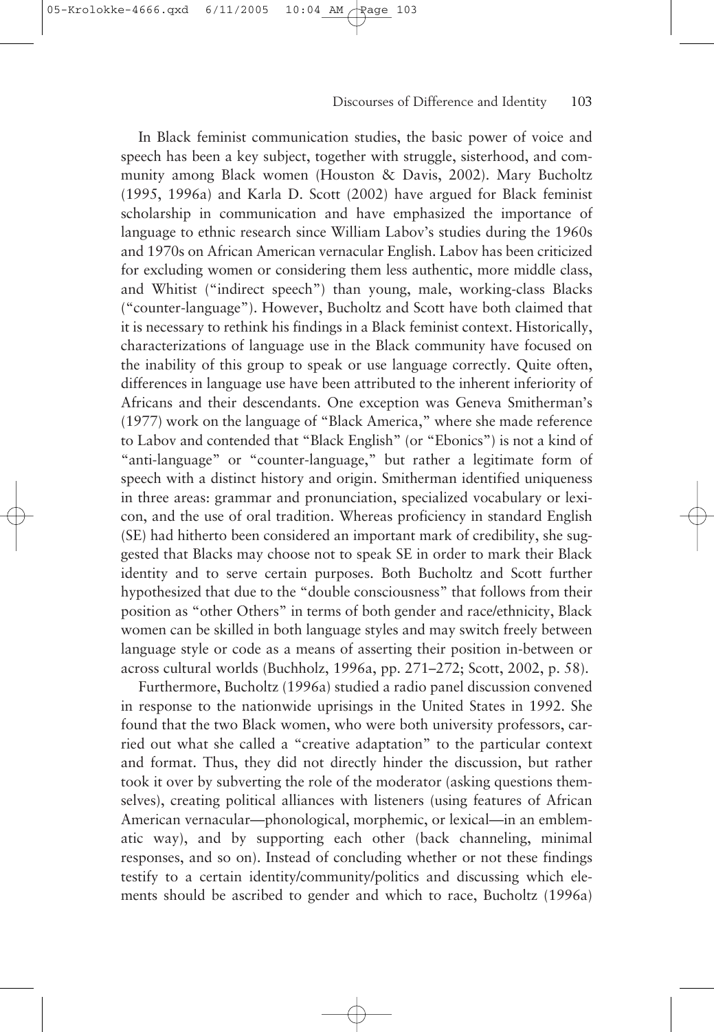In Black feminist communication studies, the basic power of voice and speech has been a key subject, together with struggle, sisterhood, and community among Black women (Houston & Davis, 2002). Mary Bucholtz (1995, 1996a) and Karla D. Scott (2002) have argued for Black feminist scholarship in communication and have emphasized the importance of language to ethnic research since William Labov's studies during the 1960s and 1970s on African American vernacular English. Labov has been criticized for excluding women or considering them less authentic, more middle class, and Whitist ("indirect speech") than young, male, working-class Blacks ("counter-language"). However, Bucholtz and Scott have both claimed that it is necessary to rethink his findings in a Black feminist context. Historically, characterizations of language use in the Black community have focused on the inability of this group to speak or use language correctly. Quite often, differences in language use have been attributed to the inherent inferiority of Africans and their descendants. One exception was Geneva Smitherman's (1977) work on the language of "Black America," where she made reference to Labov and contended that "Black English" (or "Ebonics") is not a kind of "anti-language" or "counter-language," but rather a legitimate form of speech with a distinct history and origin. Smitherman identified uniqueness in three areas: grammar and pronunciation, specialized vocabulary or lexicon, and the use of oral tradition. Whereas proficiency in standard English (SE) had hitherto been considered an important mark of credibility, she suggested that Blacks may choose not to speak SE in order to mark their Black identity and to serve certain purposes. Both Bucholtz and Scott further hypothesized that due to the "double consciousness" that follows from their position as "other Others" in terms of both gender and race/ethnicity, Black women can be skilled in both language styles and may switch freely between language style or code as a means of asserting their position in-between or across cultural worlds (Buchholz, 1996a, pp. 271–272; Scott, 2002, p. 58).

Furthermore, Bucholtz (1996a) studied a radio panel discussion convened in response to the nationwide uprisings in the United States in 1992. She found that the two Black women, who were both university professors, carried out what she called a "creative adaptation" to the particular context and format. Thus, they did not directly hinder the discussion, but rather took it over by subverting the role of the moderator (asking questions themselves), creating political alliances with listeners (using features of African American vernacular—phonological, morphemic, or lexical—in an emblematic way), and by supporting each other (back channeling, minimal responses, and so on). Instead of concluding whether or not these findings testify to a certain identity/community/politics and discussing which elements should be ascribed to gender and which to race, Bucholtz (1996a)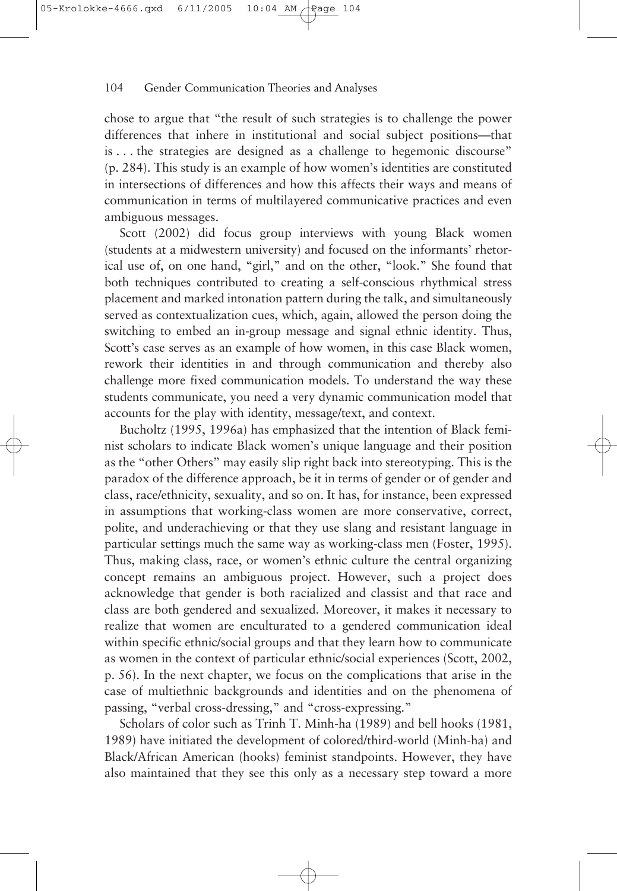chose to argue that "the result of such strategies is to challenge the power differences that inhere in institutional and social subject positions—that is . . . the strategies are designed as a challenge to hegemonic discourse" (p. 284). This study is an example of how women's identities are constituted in intersections of differences and how this affects their ways and means of communication in terms of multilayered communicative practices and even ambiguous messages.

Scott (2002) did focus group interviews with young Black women (students at a midwestern university) and focused on the informants' rhetorical use of, on one hand, "girl," and on the other, "look." She found that both techniques contributed to creating a self-conscious rhythmical stress placement and marked intonation pattern during the talk, and simultaneously served as contextualization cues, which, again, allowed the person doing the switching to embed an in-group message and signal ethnic identity. Thus, Scott's case serves as an example of how women, in this case Black women, rework their identities in and through communication and thereby also challenge more fixed communication models. To understand the way these students communicate, you need a very dynamic communication model that accounts for the play with identity, message/text, and context.

Bucholtz (1995, 1996a) has emphasized that the intention of Black feminist scholars to indicate Black women's unique language and their position as the "other Others" may easily slip right back into stereotyping. This is the paradox of the difference approach, be it in terms of gender or of gender and class, race/ethnicity, sexuality, and so on. It has, for instance, been expressed in assumptions that working-class women are more conservative, correct, polite, and underachieving or that they use slang and resistant language in particular settings much the same way as working-class men (Foster, 1995). Thus, making class, race, or women's ethnic culture the central organizing concept remains an ambiguous project. However, such a project does acknowledge that gender is both racialized and classist and that race and class are both gendered and sexualized. Moreover, it makes it necessary to realize that women are enculturated to a gendered communication ideal within specific ethnic/social groups and that they learn how to communicate as women in the context of particular ethnic/social experiences (Scott, 2002, p. 56). In the next chapter, we focus on the complications that arise in the case of multiethnic backgrounds and identities and on the phenomena of passing, "verbal cross-dressing," and "cross-expressing."

Scholars of color such as Trinh T. Minh-ha (1989) and bell hooks (1981, 1989) have initiated the development of colored/third-world (Minh-ha) and Black/African American (hooks) feminist standpoints. However, they have also maintained that they see this only as a necessary step toward a more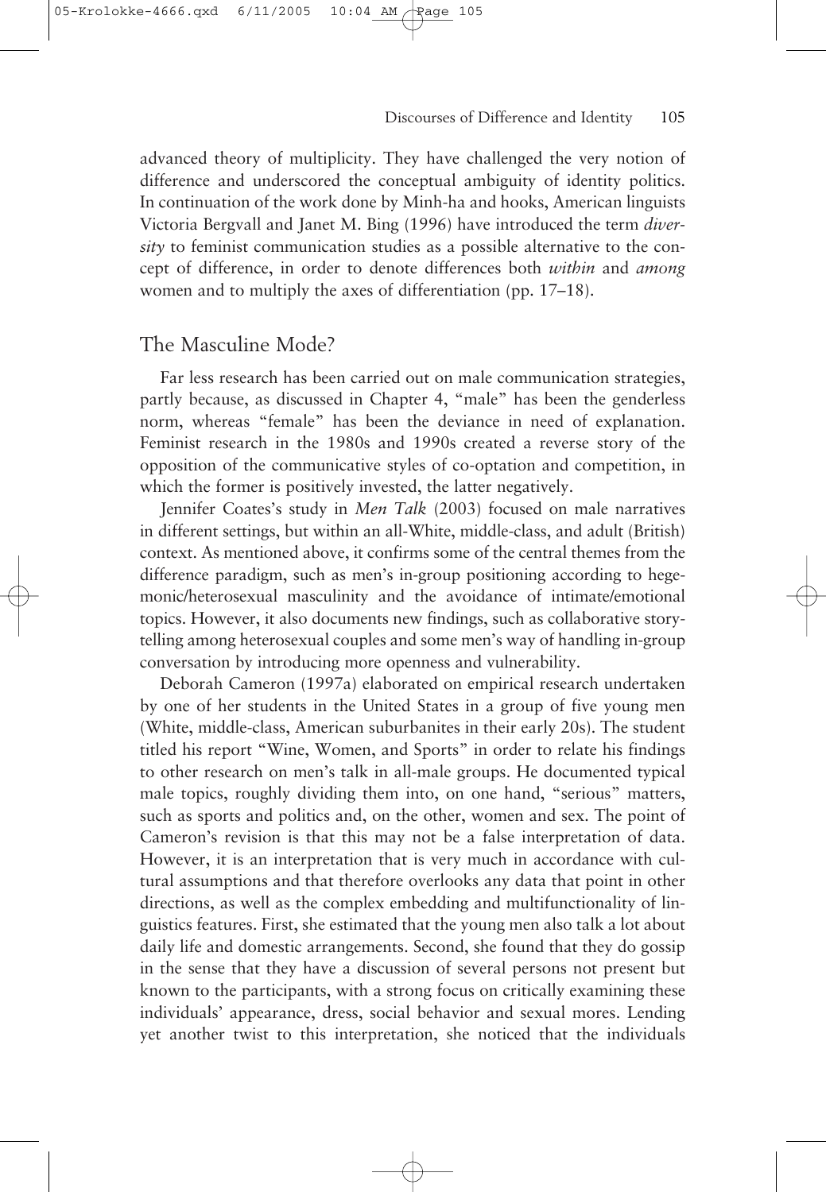advanced theory of multiplicity. They have challenged the very notion of difference and underscored the conceptual ambiguity of identity politics. In continuation of the work done by Minh-ha and hooks, American linguists Victoria Bergvall and Janet M. Bing (1996) have introduced the term *diversity* to feminist communication studies as a possible alternative to the concept of difference, in order to denote differences both *within* and *among* women and to multiply the axes of differentiation (pp. 17–18).

## The Masculine Mode?

Far less research has been carried out on male communication strategies, partly because, as discussed in Chapter 4, "male" has been the genderless norm, whereas "female" has been the deviance in need of explanation. Feminist research in the 1980s and 1990s created a reverse story of the opposition of the communicative styles of co-optation and competition, in which the former is positively invested, the latter negatively.

Jennifer Coates's study in *Men Talk* (2003) focused on male narratives in different settings, but within an all-White, middle-class, and adult (British) context. As mentioned above, it confirms some of the central themes from the difference paradigm, such as men's in-group positioning according to hegemonic/heterosexual masculinity and the avoidance of intimate/emotional topics. However, it also documents new findings, such as collaborative storytelling among heterosexual couples and some men's way of handling in-group conversation by introducing more openness and vulnerability.

Deborah Cameron (1997a) elaborated on empirical research undertaken by one of her students in the United States in a group of five young men (White, middle-class, American suburbanites in their early 20s). The student titled his report "Wine, Women, and Sports" in order to relate his findings to other research on men's talk in all-male groups. He documented typical male topics, roughly dividing them into, on one hand, "serious" matters, such as sports and politics and, on the other, women and sex. The point of Cameron's revision is that this may not be a false interpretation of data. However, it is an interpretation that is very much in accordance with cultural assumptions and that therefore overlooks any data that point in other directions, as well as the complex embedding and multifunctionality of linguistics features. First, she estimated that the young men also talk a lot about daily life and domestic arrangements. Second, she found that they do gossip in the sense that they have a discussion of several persons not present but known to the participants, with a strong focus on critically examining these individuals' appearance, dress, social behavior and sexual mores. Lending yet another twist to this interpretation, she noticed that the individuals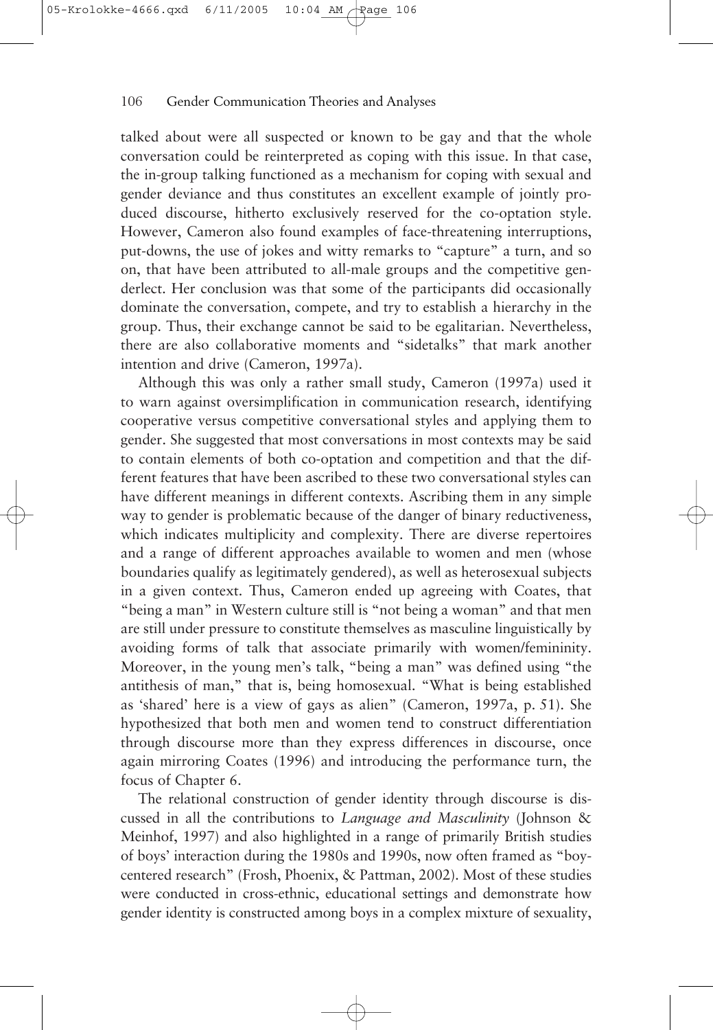talked about were all suspected or known to be gay and that the whole conversation could be reinterpreted as coping with this issue. In that case, the in-group talking functioned as a mechanism for coping with sexual and gender deviance and thus constitutes an excellent example of jointly produced discourse, hitherto exclusively reserved for the co-optation style. However, Cameron also found examples of face-threatening interruptions, put-downs, the use of jokes and witty remarks to "capture" a turn, and so on, that have been attributed to all-male groups and the competitive genderlect. Her conclusion was that some of the participants did occasionally dominate the conversation, compete, and try to establish a hierarchy in the group. Thus, their exchange cannot be said to be egalitarian. Nevertheless, there are also collaborative moments and "sidetalks" that mark another intention and drive (Cameron, 1997a).

Although this was only a rather small study, Cameron (1997a) used it to warn against oversimplification in communication research, identifying cooperative versus competitive conversational styles and applying them to gender. She suggested that most conversations in most contexts may be said to contain elements of both co-optation and competition and that the different features that have been ascribed to these two conversational styles can have different meanings in different contexts. Ascribing them in any simple way to gender is problematic because of the danger of binary reductiveness, which indicates multiplicity and complexity. There are diverse repertoires and a range of different approaches available to women and men (whose boundaries qualify as legitimately gendered), as well as heterosexual subjects in a given context. Thus, Cameron ended up agreeing with Coates, that "being a man" in Western culture still is "not being a woman" and that men are still under pressure to constitute themselves as masculine linguistically by avoiding forms of talk that associate primarily with women/femininity. Moreover, in the young men's talk, "being a man" was defined using "the antithesis of man," that is, being homosexual. "What is being established as 'shared' here is a view of gays as alien" (Cameron, 1997a, p. 51). She hypothesized that both men and women tend to construct differentiation through discourse more than they express differences in discourse, once again mirroring Coates (1996) and introducing the performance turn, the focus of Chapter 6.

The relational construction of gender identity through discourse is discussed in all the contributions to *Language and Masculinity* (Johnson & Meinhof, 1997) and also highlighted in a range of primarily British studies of boys' interaction during the 1980s and 1990s, now often framed as "boy-centered research" (Frosh, Phoenix, & Pattman, 2002). Most of these studies were conducted in cross-ethnic, educational settings and demonstrate how gender identity is constructed among boys in a complex mixture of sexuality,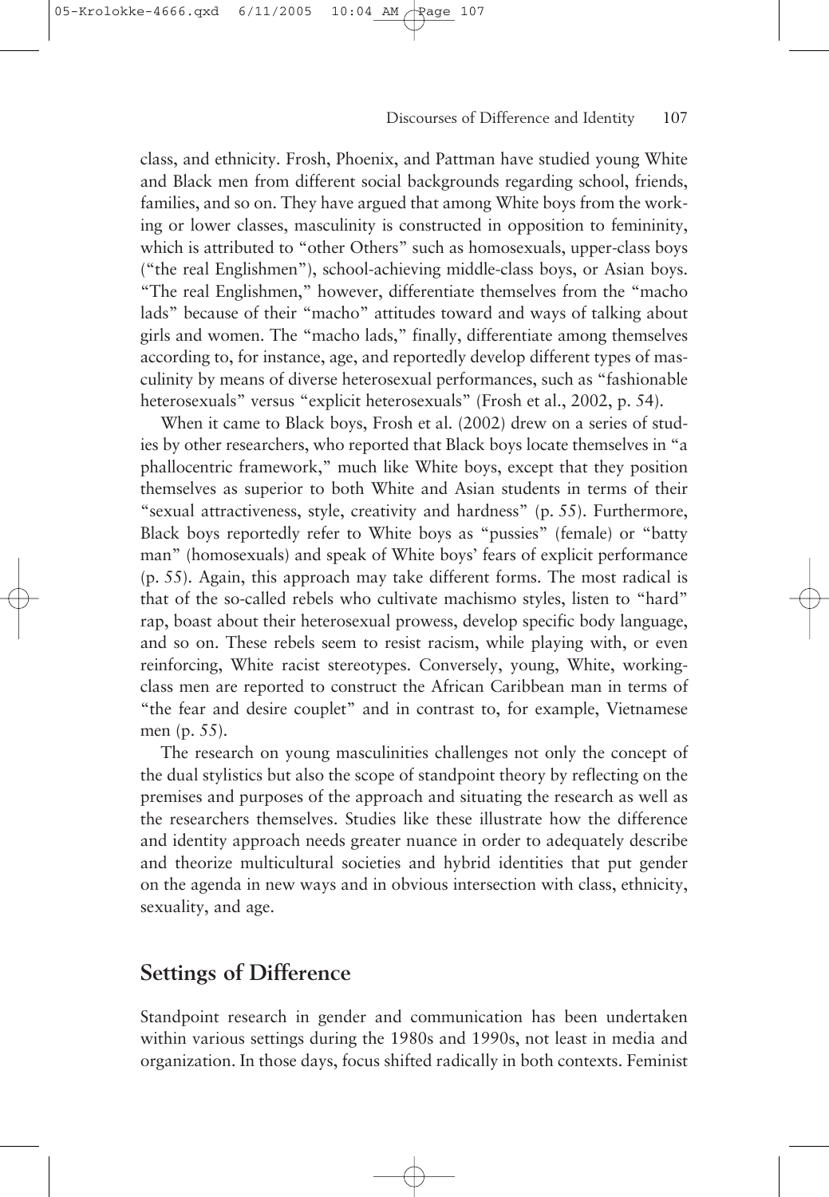class, and ethnicity. Frosh, Phoenix, and Pattman have studied young White and Black men from different social backgrounds regarding school, friends, families, and so on. They have argued that among White boys from the working or lower classes, masculinity is constructed in opposition to femininity, which is attributed to "other Others" such as homosexuals, upper-class boys ("the real Englishmen"), school-achieving middle-class boys, or Asian boys. "The real Englishmen," however, differentiate themselves from the "macho lads" because of their "macho" attitudes toward and ways of talking about girls and women. The "macho lads," finally, differentiate among themselves according to, for instance, age, and reportedly develop different types of masculinity by means of diverse heterosexual performances, such as "fashionable heterosexuals" versus "explicit heterosexuals" (Frosh et al., 2002, p. 54).

When it came to Black boys, Frosh et al. (2002) drew on a series of studies by other researchers, who reported that Black boys locate themselves in "a phallocentric framework," much like White boys, except that they position themselves as superior to both White and Asian students in terms of their "sexual attractiveness, style, creativity and hardness" (p. 55). Furthermore, Black boys reportedly refer to White boys as "pussies" (female) or "batty man" (homosexuals) and speak of White boys' fears of explicit performance (p. 55). Again, this approach may take different forms. The most radical is that of the so-called rebels who cultivate machismo styles, listen to "hard" rap, boast about their heterosexual prowess, develop specific body language, and so on. These rebels seem to resist racism, while playing with, or even reinforcing, White racist stereotypes. Conversely, young, White, working-class men are reported to construct the African Caribbean man in terms of "the fear and desire couplet" and in contrast to, for example, Vietnamese men (p. 55).

The research on young masculinities challenges not only the concept of the dual stylistics but also the scope of standpoint theory by reflecting on the premises and purposes of the approach and situating the research as well as the researchers themselves. Studies like these illustrate how the difference and identity approach needs greater nuance in order to adequately describe and theorize multicultural societies and hybrid identities that put gender on the agenda in new ways and in obvious intersection with class, ethnicity, sexuality, and age.

## Settings of Difference

Standpoint research in gender and communication has been undertaken within various settings during the 1980s and 1990s, not least in media and organization. In those days, focus shifted radically in both contexts. Feminist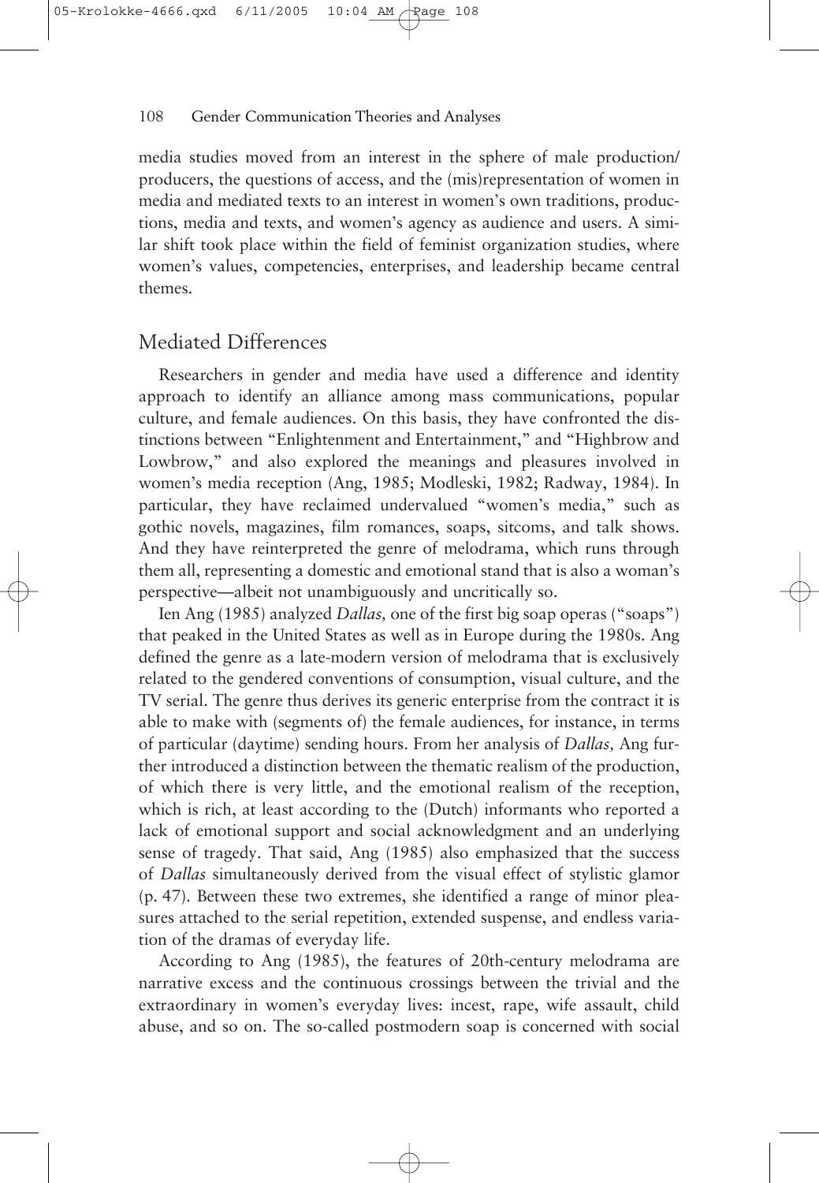media studies moved from an interest in the sphere of male production/producers, the questions of access, and the (mis)representation of women in media and mediated texts to an interest in women's own traditions, productions, media and texts, and women's agency as audience and users. A similar shift took place within the field of feminist organization studies, where women's values, competencies, enterprises, and leadership became central themes.

## Mediated Differences

Researchers in gender and media have used a difference and identity approach to identify an alliance among mass communications, popular culture, and female audiences. On this basis, they have confronted the distinctions between "Enlightenment and Entertainment," and "Highbrow and Lowbrow," and also explored the meanings and pleasures involved in women's media reception (Ang, 1985; Modleski, 1982; Radway, 1984). In particular, they have reclaimed undervalued "women's media," such as gothic novels, magazines, film romances, soaps, sitcoms, and talk shows. And they have reinterpreted the genre of melodrama, which runs through them all, representing a domestic and emotional stand that is also a woman's perspective—albeit not unambiguously and uncritically so.

Ien Ang (1985) analyzed *Dallas,* one of the first big soap operas ("soaps") that peaked in the United States as well as in Europe during the 1980s. Ang defined the genre as a late-modern version of melodrama that is exclusively related to the gendered conventions of consumption, visual culture, and the TV serial. The genre thus derives its generic enterprise from the contract it is able to make with (segments of) the female audiences, for instance, in terms of particular (daytime) sending hours. From her analysis of *Dallas,* Ang further introduced a distinction between the thematic realism of the production, of which there is very little, and the emotional realism of the reception, which is rich, at least according to the (Dutch) informants who reported a lack of emotional support and social acknowledgment and an underlying sense of tragedy. That said, Ang (1985) also emphasized that the success of *Dallas* simultaneously derived from the visual effect of stylistic glamor (p. 47). Between these two extremes, she identified a range of minor pleasures attached to the serial repetition, extended suspense, and endless variation of the dramas of everyday life.

According to Ang (1985), the features of 20th-century melodrama are narrative excess and the continuous crossings between the trivial and the extraordinary in women's everyday lives: incest, rape, wife assault, child abuse, and so on. The so-called postmodern soap is concerned with social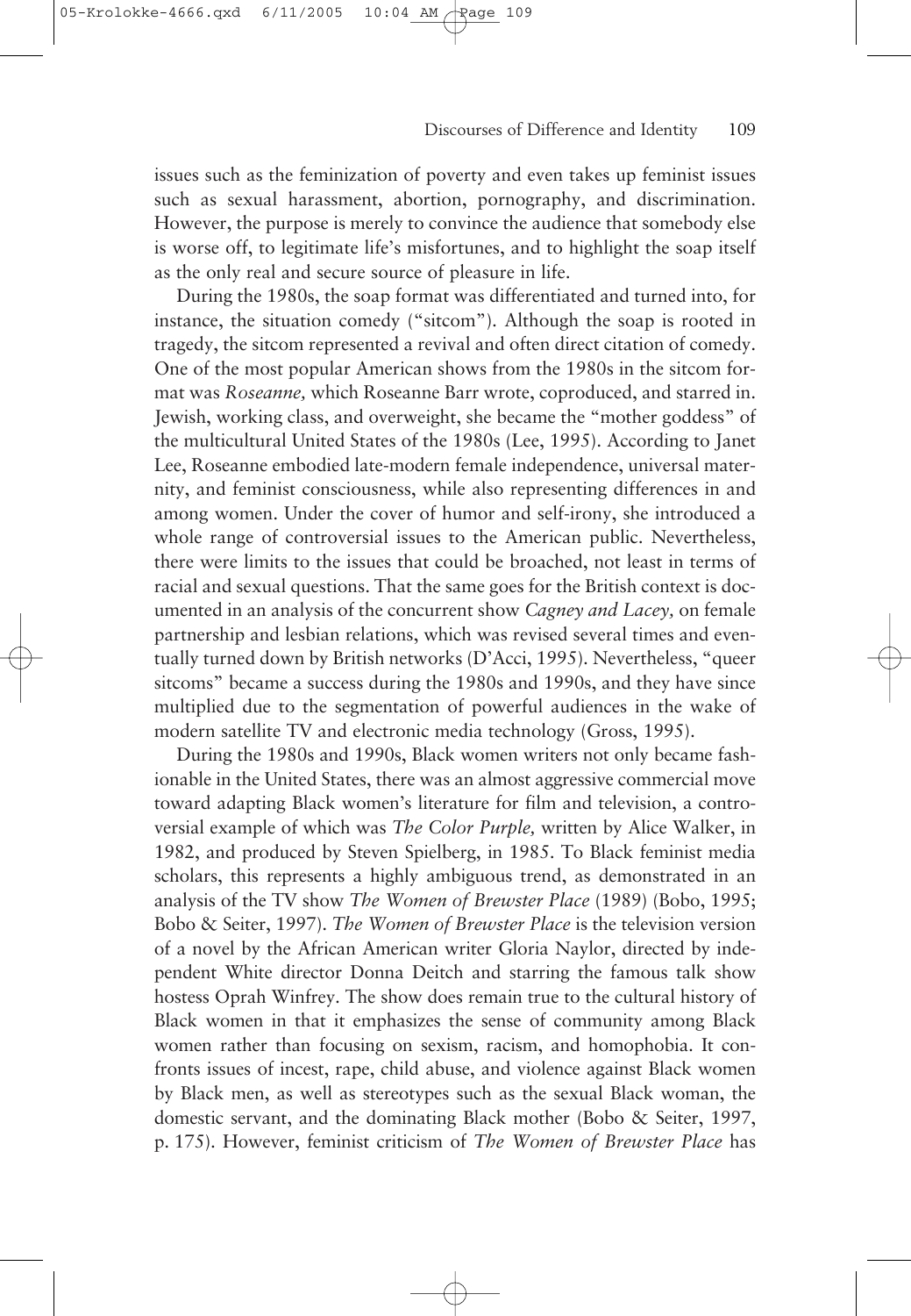issues such as the feminization of poverty and even takes up feminist issues such as sexual harassment, abortion, pornography, and discrimination. However, the purpose is merely to convince the audience that somebody else is worse off, to legitimate life's misfortunes, and to highlight the soap itself as the only real and secure source of pleasure in life.

During the 1980s, the soap format was differentiated and turned into, for instance, the situation comedy ("sitcom"). Although the soap is rooted in tragedy, the sitcom represented a revival and often direct citation of comedy. One of the most popular American shows from the 1980s in the sitcom format was *Roseanne,* which Roseanne Barr wrote, coproduced, and starred in. Jewish, working class, and overweight, she became the "mother goddess" of the multicultural United States of the 1980s (Lee, 1995). According to Janet Lee, Roseanne embodied late-modern female independence, universal maternity, and feminist consciousness, while also representing differences in and among women. Under the cover of humor and self-irony, she introduced a whole range of controversial issues to the American public. Nevertheless, there were limits to the issues that could be broached, not least in terms of racial and sexual questions. That the same goes for the British context is documented in an analysis of the concurrent show *Cagney and Lacey,* on female partnership and lesbian relations, which was revised several times and eventually turned down by British networks (D'Acci, 1995). Nevertheless, "queer sitcoms" became a success during the 1980s and 1990s, and they have since multiplied due to the segmentation of powerful audiences in the wake of modern satellite TV and electronic media technology (Gross, 1995).

During the 1980s and 1990s, Black women writers not only became fashionable in the United States, there was an almost aggressive commercial move toward adapting Black women's literature for film and television, a controversial example of which was *The Color Purple,* written by Alice Walker, in 1982, and produced by Steven Spielberg, in 1985. To Black feminist media scholars, this represents a highly ambiguous trend, as demonstrated in an analysis of the TV show *The Women of Brewster Place* (1989) (Bobo, 1995; Bobo & Seiter, 1997). *The Women of Brewster Place* is the television version of a novel by the African American writer Gloria Naylor, directed by independent White director Donna Deitch and starring the famous talk show hostess Oprah Winfrey. The show does remain true to the cultural history of Black women in that it emphasizes the sense of community among Black women rather than focusing on sexism, racism, and homophobia. It confronts issues of incest, rape, child abuse, and violence against Black women by Black men, as well as stereotypes such as the sexual Black woman, the domestic servant, and the dominating Black mother (Bobo & Seiter, 1997, p. 175). However, feminist criticism of *The Women of Brewster Place* has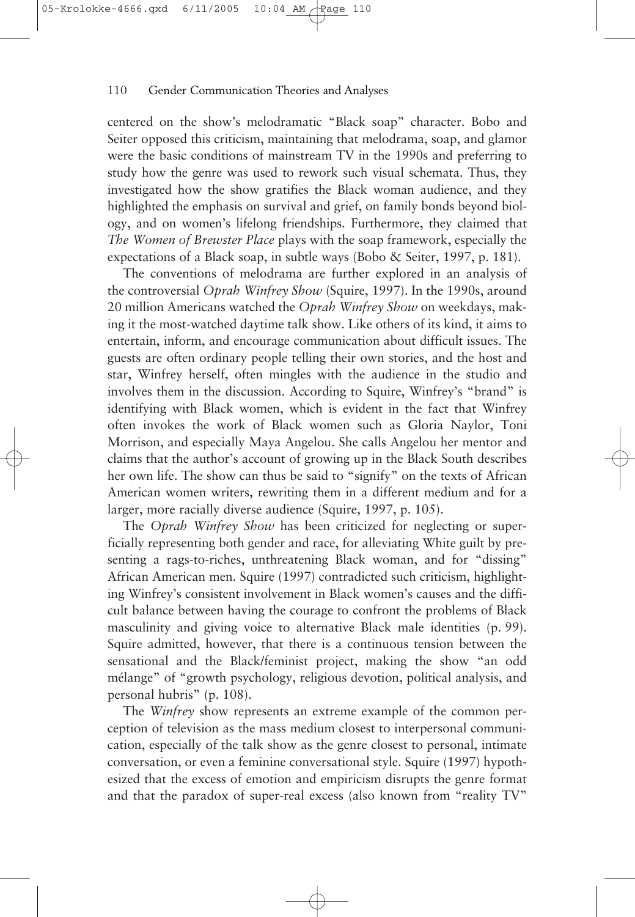centered on the show's melodramatic "Black soap" character. Bobo and Seiter opposed this criticism, maintaining that melodrama, soap, and glamor were the basic conditions of mainstream TV in the 1990s and preferring to study how the genre was used to rework such visual schemata. Thus, they investigated how the show gratifies the Black woman audience, and they highlighted the emphasis on survival and grief, on family bonds beyond biology, and on women's lifelong friendships. Furthermore, they claimed that *The Women of Brewster Place* plays with the soap framework, especially the expectations of a Black soap, in subtle ways (Bobo & Seiter, 1997, p. 181).

The conventions of melodrama are further explored in an analysis of the controversial *Oprah Winfrey Show* (Squire, 1997). In the 1990s, around 20 million Americans watched the *Oprah Winfrey Show* on weekdays, making it the most-watched daytime talk show. Like others of its kind, it aims to entertain, inform, and encourage communication about difficult issues. The guests are often ordinary people telling their own stories, and the host and star, Winfrey herself, often mingles with the audience in the studio and involves them in the discussion. According to Squire, Winfrey's "brand" is identifying with Black women, which is evident in the fact that Winfrey often invokes the work of Black women such as Gloria Naylor, Toni Morrison, and especially Maya Angelou. She calls Angelou her mentor and claims that the author's account of growing up in the Black South describes her own life. The show can thus be said to "signify" on the texts of African American women writers, rewriting them in a different medium and for a larger, more racially diverse audience (Squire, 1997, p. 105).

The *Oprah Winfrey Show* has been criticized for neglecting or superficially representing both gender and race, for alleviating White guilt by presenting a rags-to-riches, unthreatening Black woman, and for "dissing" African American men. Squire (1997) contradicted such criticism, highlighting Winfrey's consistent involvement in Black women's causes and the difficult balance between having the courage to confront the problems of Black masculinity and giving voice to alternative Black male identities (p. 99). Squire admitted, however, that there is a continuous tension between the sensational and the Black/feminist project, making the show "an odd mélange" of "growth psychology, religious devotion, political analysis, and personal hubris" (p. 108).

The *Winfrey* show represents an extreme example of the common perception of television as the mass medium closest to interpersonal communication, especially of the talk show as the genre closest to personal, intimate conversation, or even a feminine conversational style. Squire (1997) hypothesized that the excess of emotion and empiricism disrupts the genre format and that the paradox of super-real excess (also known from "reality TV"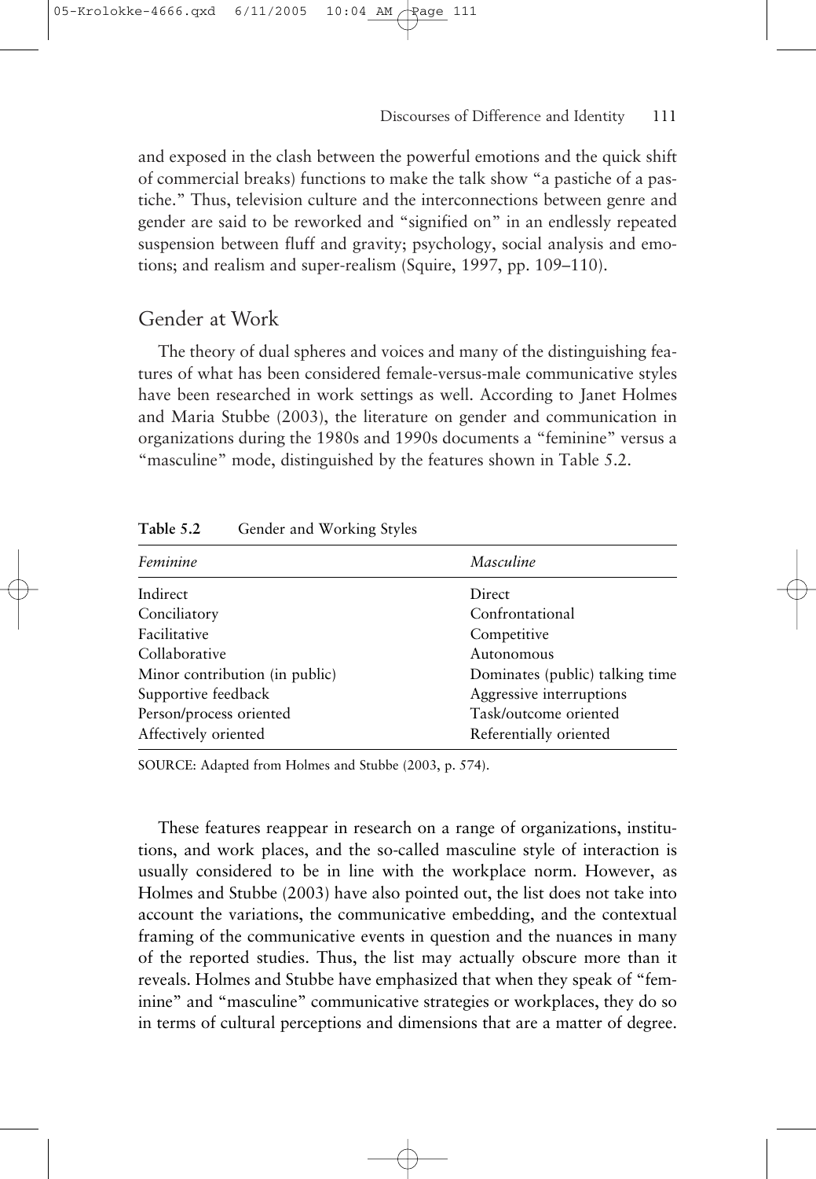and exposed in the clash between the powerful emotions and the quick shift of commercial breaks) functions to make the talk show "a pastiche of a pastiche." Thus, television culture and the interconnections between genre and gender are said to be reworked and "signified on" in an endlessly repeated suspension between fluff and gravity; psychology, social analysis and emotions; and realism and super-realism (Squire, 1997, pp. 109–110).

## Gender at Work

The theory of dual spheres and voices and many of the distinguishing features of what has been considered female-versus-male communicative styles have been researched in work settings as well. According to Janet Holmes and Maria Stubbe (2003), the literature on gender and communication in organizations during the 1980s and 1990s documents a "feminine" versus a "masculine" mode, distinguished by the features shown in Table 5.2.

**Table 5.2** Gender and Working Styles

| *Feminine* | *Masculine* |
|---|---|
| Indirect | Direct |
| Conciliatory | Confrontational |
| Facilitative | Competitive |
| Collaborative | Autonomous |
| Minor contribution (in public) | Dominates (public) talking time |
| Supportive feedback | Aggressive interruptions |
| Person/process oriented | Task/outcome oriented |
| Affectively oriented | Referentially oriented |

SOURCE: Adapted from Holmes and Stubbe (2003, p. 574).

These features reappear in research on a range of organizations, institutions, and work places, and the so-called masculine style of interaction is usually considered to be in line with the workplace norm. However, as Holmes and Stubbe (2003) have also pointed out, the list does not take into account the variations, the communicative embedding, and the contextual framing of the communicative events in question and the nuances in many of the reported studies. Thus, the list may actually obscure more than it reveals. Holmes and Stubbe have emphasized that when they speak of "feminine" and "masculine" communicative strategies or workplaces, they do so in terms of cultural perceptions and dimensions that are a matter of degree.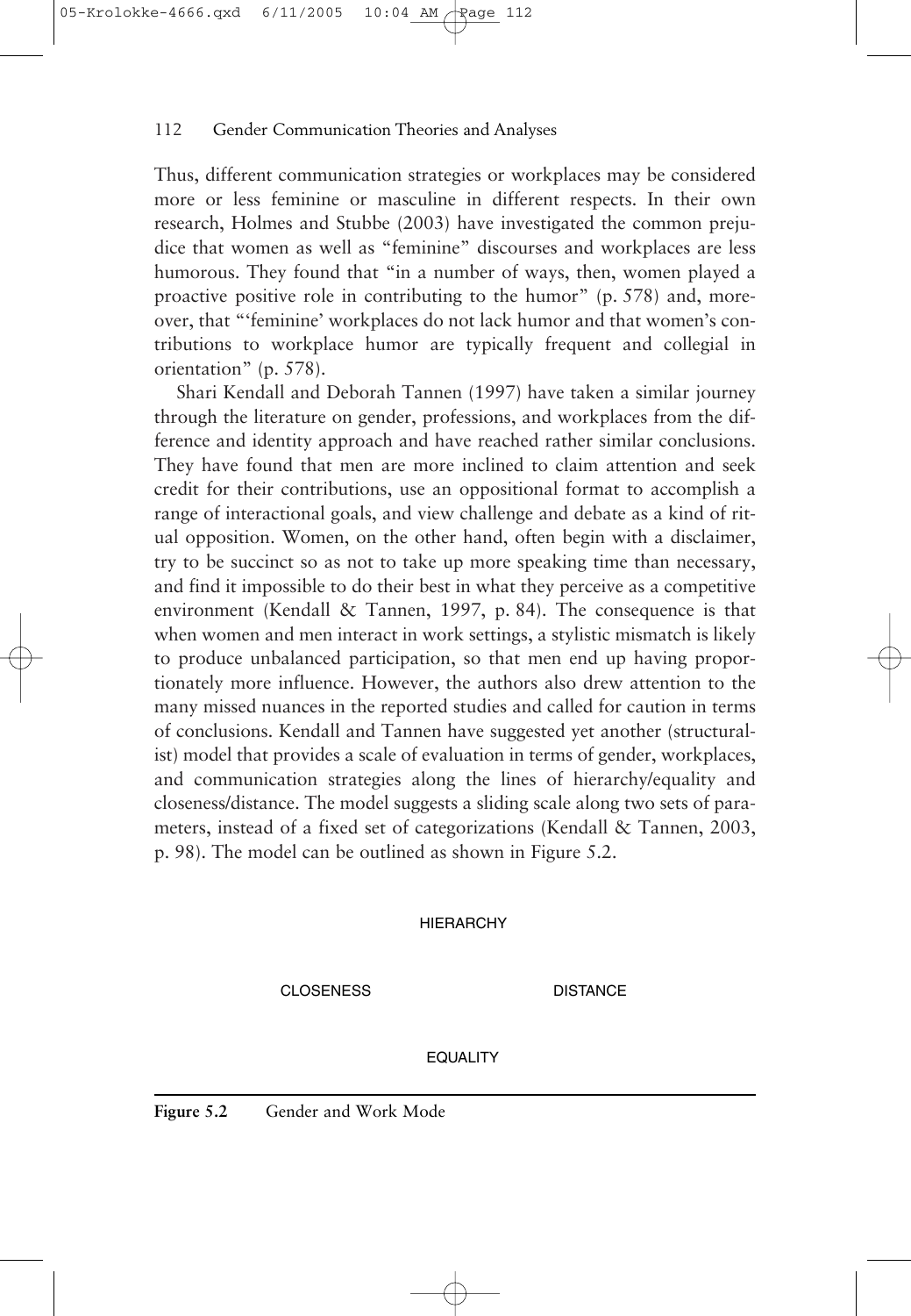Thus, different communication strategies or workplaces may be considered more or less feminine or masculine in different respects. In their own research, Holmes and Stubbe (2003) have investigated the common prejudice that women as well as "feminine" discourses and workplaces are less humorous. They found that "in a number of ways, then, women played a proactive positive role in contributing to the humor" (p. 578) and, moreover, that "'feminine' workplaces do not lack humor and that women's contributions to workplace humor are typically frequent and collegial in orientation" (p. 578).

Shari Kendall and Deborah Tannen (1997) have taken a similar journey through the literature on gender, professions, and workplaces from the difference and identity approach and have reached rather similar conclusions. They have found that men are more inclined to claim attention and seek credit for their contributions, use an oppositional format to accomplish a range of interactional goals, and view challenge and debate as a kind of ritual opposition. Women, on the other hand, often begin with a disclaimer, try to be succinct so as not to take up more speaking time than necessary, and find it impossible to do their best in what they perceive as a competitive environment (Kendall & Tannen, 1997, p. 84). The consequence is that when women and men interact in work settings, a stylistic mismatch is likely to produce unbalanced participation, so that men end up having proportionately more influence. However, the authors also drew attention to the many missed nuances in the reported studies and called for caution in terms of conclusions. Kendall and Tannen have suggested yet another (structuralist) model that provides a scale of evaluation in terms of gender, workplaces, and communication strategies along the lines of hierarchy/equality and closeness/distance. The model suggests a sliding scale along two sets of parameters, instead of a fixed set of categorizations (Kendall & Tannen, 2003, p. 98). The model can be outlined as shown in Figure 5.2.

HIERARCHY

CLOSENESS DISTANCE

EQUALITY

**Figure 5.2** Gender and Work Mode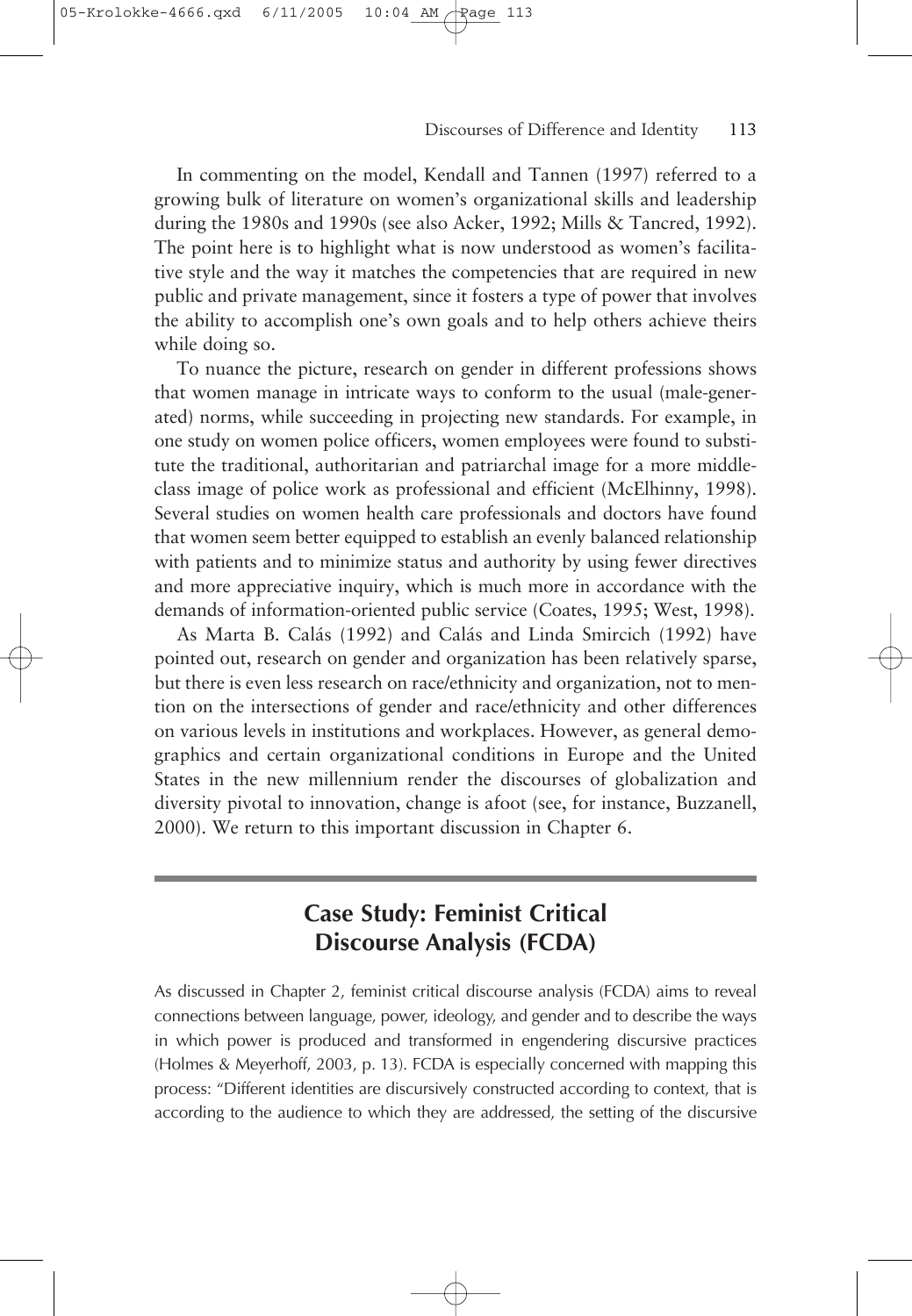In commenting on the model, Kendall and Tannen (1997) referred to a growing bulk of literature on women's organizational skills and leadership during the 1980s and 1990s (see also Acker, 1992; Mills & Tancred, 1992). The point here is to highlight what is now understood as women's facilitative style and the way it matches the competencies that are required in new public and private management, since it fosters a type of power that involves the ability to accomplish one's own goals and to help others achieve theirs while doing so.

To nuance the picture, research on gender in different professions shows that women manage in intricate ways to conform to the usual (male-generated) norms, while succeeding in projecting new standards. For example, in one study on women police officers, women employees were found to substitute the traditional, authoritarian and patriarchal image for a more middle-class image of police work as professional and efficient (McElhinny, 1998). Several studies on women health care professionals and doctors have found that women seem better equipped to establish an evenly balanced relationship with patients and to minimize status and authority by using fewer directives and more appreciative inquiry, which is much more in accordance with the demands of information-oriented public service (Coates, 1995; West, 1998).

As Marta B. Calás (1992) and Calás and Linda Smircich (1992) have pointed out, research on gender and organization has been relatively sparse, but there is even less research on race/ethnicity and organization, not to mention on the intersections of gender and race/ethnicity and other differences on various levels in institutions and workplaces. However, as general demographics and certain organizational conditions in Europe and the United States in the new millennium render the discourses of globalization and diversity pivotal to innovation, change is afoot (see, for instance, Buzzanell, 2000). We return to this important discussion in Chapter 6.

## Case Study: Feminist Critical Discourse Analysis (FCDA)

As discussed in Chapter 2, feminist critical discourse analysis (FCDA) aims to reveal connections between language, power, ideology, and gender and to describe the ways in which power is produced and transformed in engendering discursive practices (Holmes & Meyerhoff, 2003, p. 13). FCDA is especially concerned with mapping this process: "Different identities are discursively constructed according to context, that is according to the audience to which they are addressed, the setting of the discursive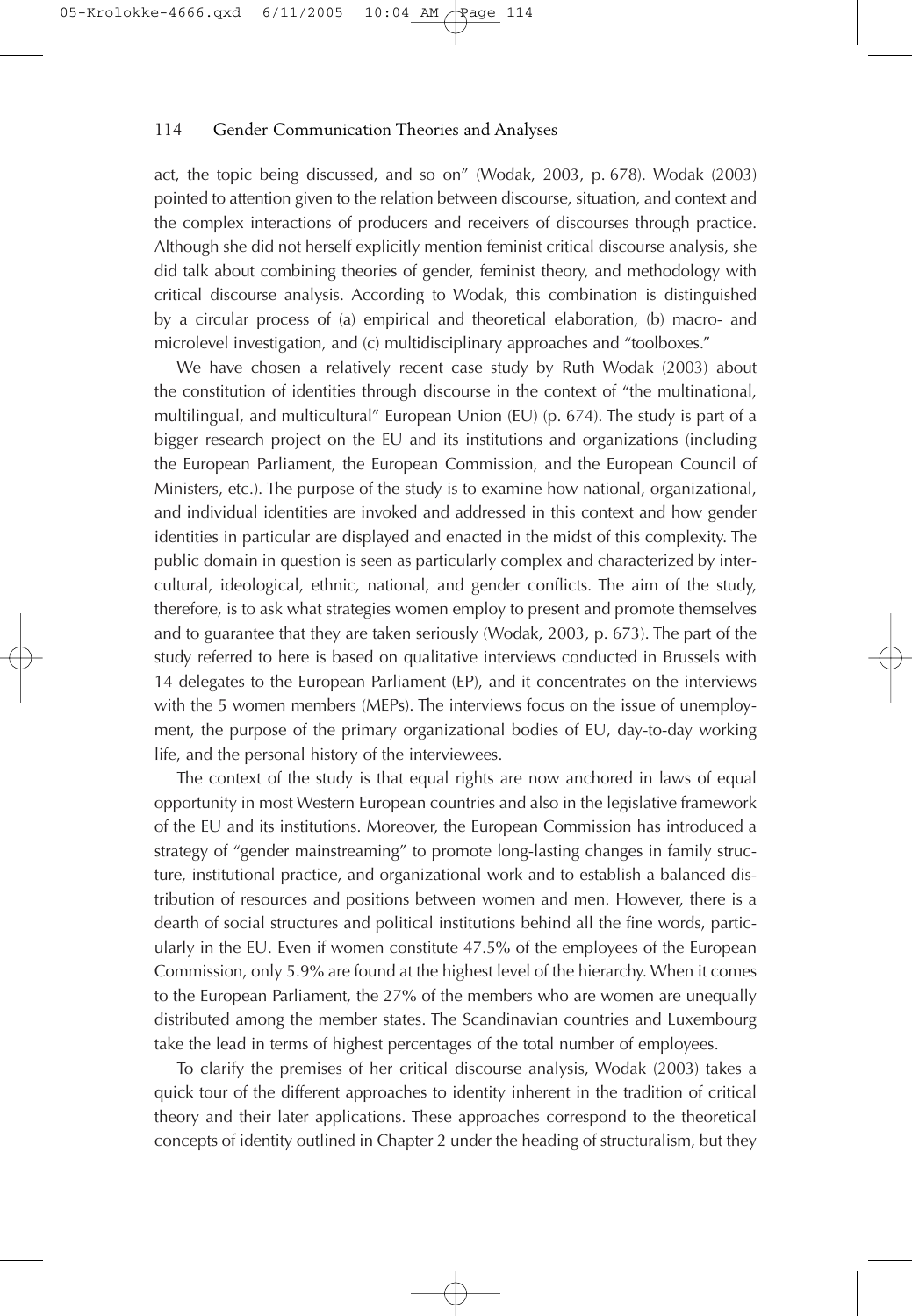act, the topic being discussed, and so on" (Wodak, 2003, p. 678). Wodak (2003) pointed to attention given to the relation between discourse, situation, and context and the complex interactions of producers and receivers of discourses through practice. Although she did not herself explicitly mention feminist critical discourse analysis, she did talk about combining theories of gender, feminist theory, and methodology with critical discourse analysis. According to Wodak, this combination is distinguished by a circular process of (a) empirical and theoretical elaboration, (b) macro- and microlevel investigation, and (c) multidisciplinary approaches and "toolboxes."

We have chosen a relatively recent case study by Ruth Wodak (2003) about the constitution of identities through discourse in the context of "the multinational, multilingual, and multicultural" European Union (EU) (p. 674). The study is part of a bigger research project on the EU and its institutions and organizations (including the European Parliament, the European Commission, and the European Council of Ministers, etc.). The purpose of the study is to examine how national, organizational, and individual identities are invoked and addressed in this context and how gender identities in particular are displayed and enacted in the midst of this complexity. The public domain in question is seen as particularly complex and characterized by intercultural, ideological, ethnic, national, and gender conflicts. The aim of the study, therefore, is to ask what strategies women employ to present and promote themselves and to guarantee that they are taken seriously (Wodak, 2003, p. 673). The part of the study referred to here is based on qualitative interviews conducted in Brussels with 14 delegates to the European Parliament (EP), and it concentrates on the interviews with the 5 women members (MEPs). The interviews focus on the issue of unemployment, the purpose of the primary organizational bodies of EU, day-to-day working life, and the personal history of the interviewees.

The context of the study is that equal rights are now anchored in laws of equal opportunity in most Western European countries and also in the legislative framework of the EU and its institutions. Moreover, the European Commission has introduced a strategy of "gender mainstreaming" to promote long-lasting changes in family structure, institutional practice, and organizational work and to establish a balanced distribution of resources and positions between women and men. However, there is a dearth of social structures and political institutions behind all the fine words, particularly in the EU. Even if women constitute 47.5% of the employees of the European Commission, only 5.9% are found at the highest level of the hierarchy. When it comes to the European Parliament, the 27% of the members who are women are unequally distributed among the member states. The Scandinavian countries and Luxembourg take the lead in terms of highest percentages of the total number of employees.

To clarify the premises of her critical discourse analysis, Wodak (2003) takes a quick tour of the different approaches to identity inherent in the tradition of critical theory and their later applications. These approaches correspond to the theoretical concepts of identity outlined in Chapter 2 under the heading of structuralism, but they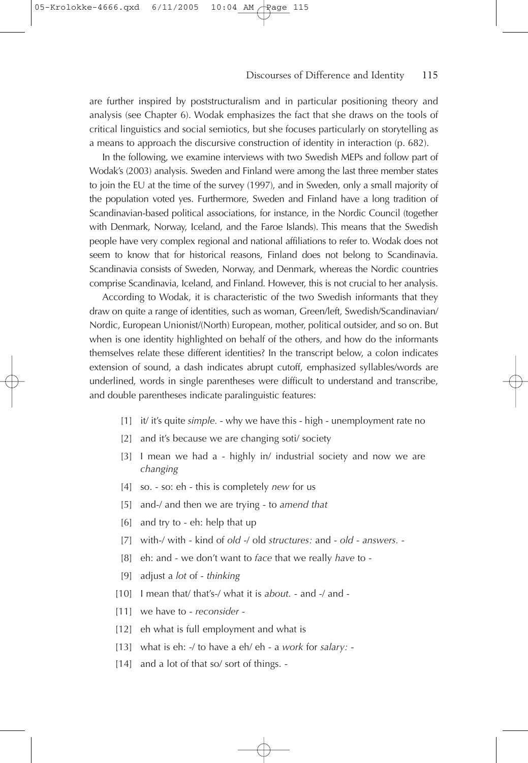are further inspired by poststructuralism and in particular positioning theory and analysis (see Chapter 6). Wodak emphasizes the fact that she draws on the tools of critical linguistics and social semiotics, but she focuses particularly on storytelling as a means to approach the discursive construction of identity in interaction (p. 682).

In the following, we examine interviews with two Swedish MEPs and follow part of Wodak's (2003) analysis. Sweden and Finland were among the last three member states to join the EU at the time of the survey (1997), and in Sweden, only a small majority of the population voted yes. Furthermore, Sweden and Finland have a long tradition of Scandinavian-based political associations, for instance, in the Nordic Council (together with Denmark, Norway, Iceland, and the Faroe Islands). This means that the Swedish people have very complex regional and national affiliations to refer to. Wodak does not seem to know that for historical reasons, Finland does not belong to Scandinavia. Scandinavia consists of Sweden, Norway, and Denmark, whereas the Nordic countries comprise Scandinavia, Iceland, and Finland. However, this is not crucial to her analysis.

According to Wodak, it is characteristic of the two Swedish informants that they draw on quite a range of identities, such as woman, Green/left, Swedish/Scandinavian/Nordic, European Unionist/(North) European, mother, political outsider, and so on. But when is one identity highlighted on behalf of the others, and how do the informants themselves relate these different identities? In the transcript below, a colon indicates extension of sound, a dash indicates abrupt cutoff, emphasized syllables/words are underlined, words in single parentheses were difficult to understand and transcribe, and double parentheses indicate paralinguistic features:

[1] it/ it's quite *simple*. - why we have this - high - unemployment rate no

[2] and it's because we are changing soti/ society

[3] I mean we had a - highly in/ industrial society and now we are *changing*

[4] so. - so: eh - this is completely *new* for us

[5] and-/ and then we are trying - to *amend that*

[6] and try to - eh: help that up

[7] with-/ with - kind of *old* -/ old *structures:* and - *old* - *answers*. -

[8] eh: and - we don't want to *face* that we really *have* to -

[9] adjust a *lot* of - *thinking*

[10] I mean that/ that's-/ what it is *about*. - and -/ and -

[11] we have to - *reconsider* -

[12] eh what is full employment and what is

[13] what is eh: -/ to have a eh/ eh - a *work* for *salary:* -

[14] and a lot of that so/ sort of things. -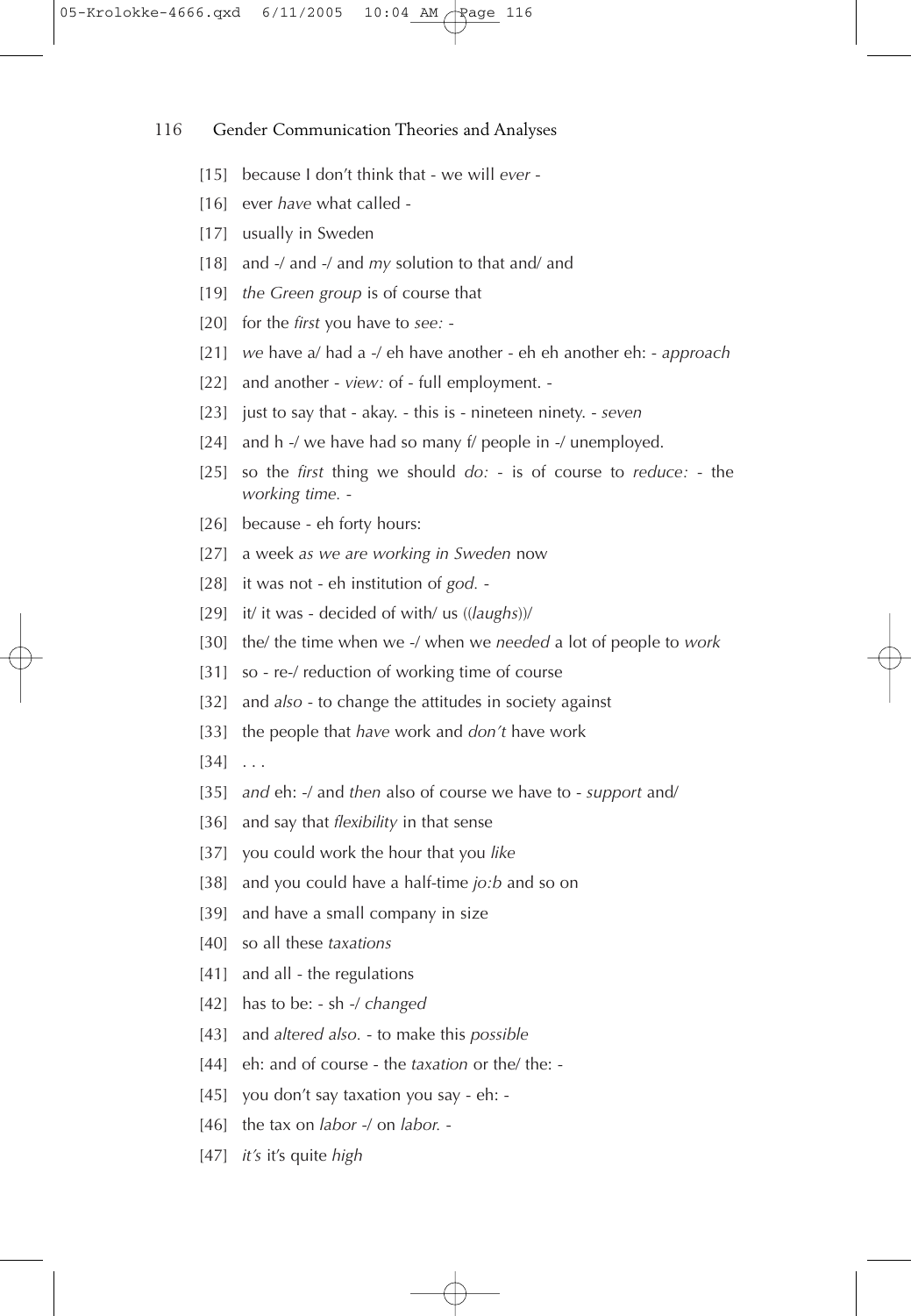[15] because I don't think that - we will *ever* -

[16] ever *have* what called -

[17] usually in Sweden

[18] and -/ and -/ and *my* solution to that and/ and

[19] *the Green group* is of course that

[20] for the *first* you have to *see:* -

[21] *we* have a/ had a -/ eh have another - eh eh another eh: - *approach*

[22] and another - *view:* of - full employment. -

[23] just to say that - akay. - this is - nineteen ninety. - *seven*

[24] and h -/ we have had so many f/ people in -/ unemployed.

[25] so the *first* thing we should *do:* - is of course to *reduce:* - the *working time.* -

[26] because - eh forty hours:

[27] a week *as we are working in Sweden* now

[28] it was not - eh institution of *god.* -

[29] it/ it was - decided of with/ us ((*laughs*))/

[30] the/ the time when we -/ when we *needed* a lot of people to *work*

[31] so - re-/ reduction of working time of course

[32] and *also* - to change the attitudes in society against

[33] the people that *have* work and *don't* have work

[34] . . .

[35] *and* eh: -/ and *then* also of course we have to - *support* and/

[36] and say that *flexibility* in that sense

[37] you could work the hour that you *like*

[38] and you could have a half-time *jo:b* and so on

[39] and have a small company in size

[40] so all these *taxations*

[41] and all - the regulations

[42] has to be: - sh -/ *changed*

[43] and *altered also.* - to make this *possible*

[44] eh: and of course - the *taxation* or the/ the: -

[45] you don't say taxation you say - eh: -

[46] the tax on *labor* -/ on *labor.* -

[47] *it's* it's quite *high*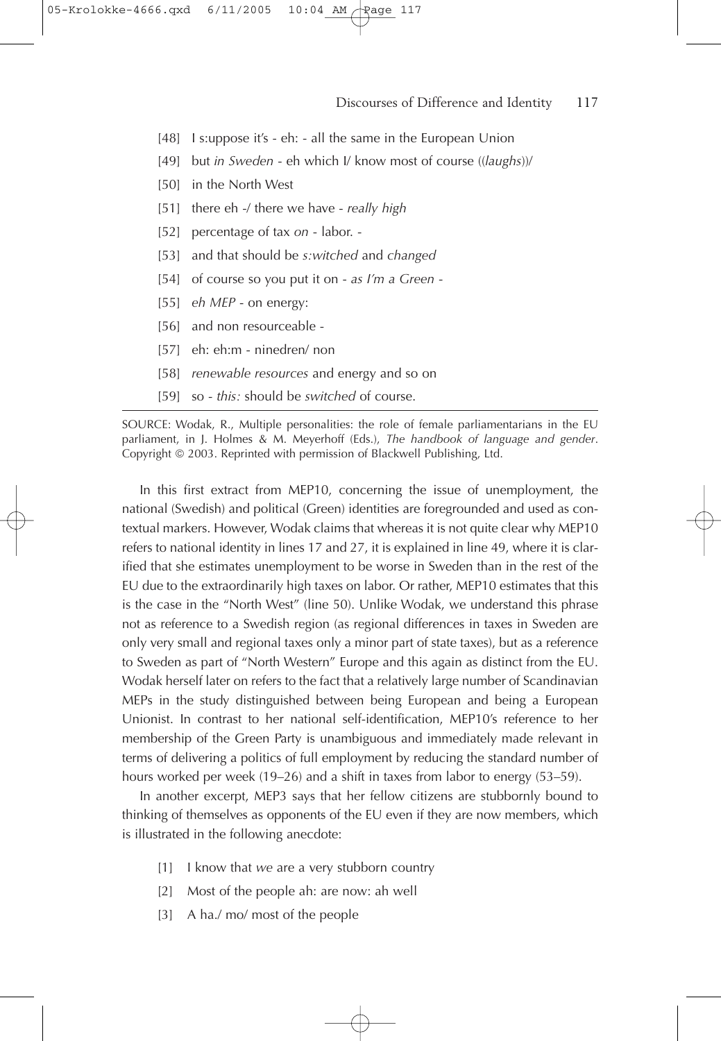[48] I s:uppose it's - eh: - all the same in the European Union

[49] but *in Sweden* - eh which I/ know most of course ((*laughs*))/

[50] in the North West

[51] there eh -/ there we have - *really high*

[52] percentage of tax *on* - labor. -

[53] and that should be *s:witched* and *changed*

[54] of course so you put it on - *as I'm a Green* -

[55] *eh MEP* - on energy:

[56] and non resourceable -

[57] eh: eh:m - ninedren/ non

[58] *renewable resources* and energy and so on

[59] so - *this:* should be *switched* of course.

---

SOURCE: Wodak, R., Multiple personalities: the role of female parliamentarians in the EU parliament, in J. Holmes & M. Meyerhoff (Eds.), *The handbook of language and gender*. Copyright © 2003. Reprinted with permission of Blackwell Publishing, Ltd.

In this first extract from MEP10, concerning the issue of unemployment, the national (Swedish) and political (Green) identities are foregrounded and used as contextual markers. However, Wodak claims that whereas it is not quite clear why MEP10 refers to national identity in lines 17 and 27, it is explained in line 49, where it is clarified that she estimates unemployment to be worse in Sweden than in the rest of the EU due to the extraordinarily high taxes on labor. Or rather, MEP10 estimates that this is the case in the "North West" (line 50). Unlike Wodak, we understand this phrase not as reference to a Swedish region (as regional differences in taxes in Sweden are only very small and regional taxes only a minor part of state taxes), but as a reference to Sweden as part of "North Western" Europe and this again as distinct from the EU. Wodak herself later on refers to the fact that a relatively large number of Scandinavian MEPs in the study distinguished between being European and being a European Unionist. In contrast to her national self-identification, MEP10's reference to her membership of the Green Party is unambiguous and immediately made relevant in terms of delivering a politics of full employment by reducing the standard number of hours worked per week (19–26) and a shift in taxes from labor to energy (53–59).

In another excerpt, MEP3 says that her fellow citizens are stubbornly bound to thinking of themselves as opponents of the EU even if they are now members, which is illustrated in the following anecdote:

[1] I know that *we* are a very stubborn country

[2] Most of the people ah: are now: ah well

[3] A ha./ mo/ most of the people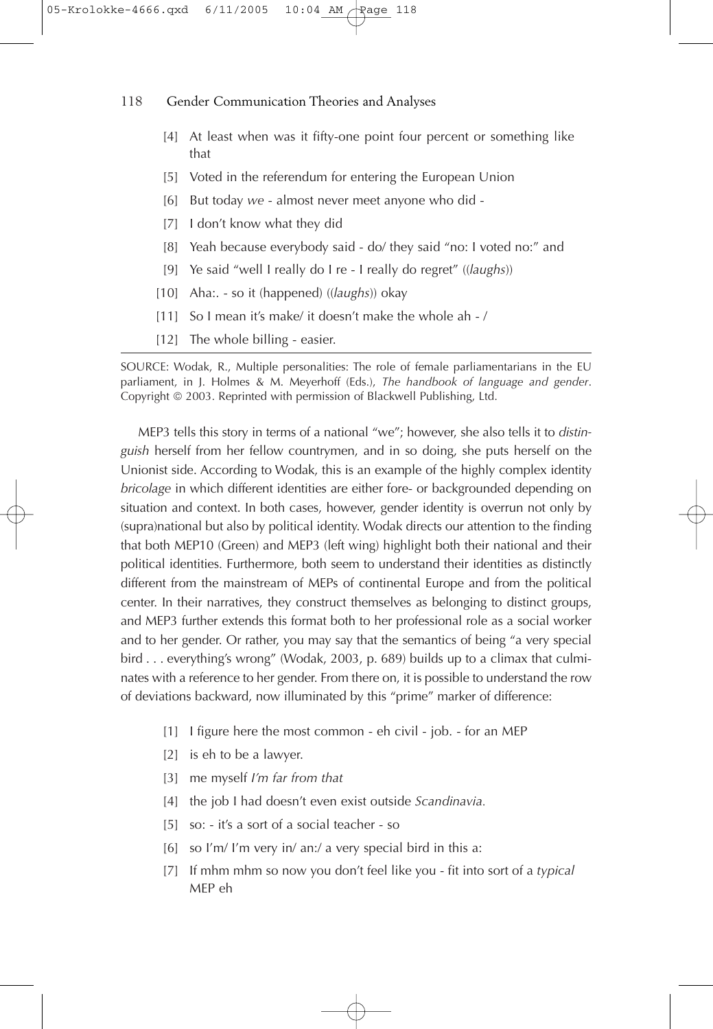[4] At least when was it fifty-one point four percent or something like that

[5] Voted in the referendum for entering the European Union

[6] But today *we* - almost never meet anyone who did -

[7] I don't know what they did

[8] Yeah because everybody said - do/ they said "no: I voted no:" and

[9] Ye said "well I really do I re - I really do regret" ((*laughs*))

[10] Aha:. - so it (happened) ((*laughs*)) okay

[11] So I mean it's make/ it doesn't make the whole ah - /

[12] The whole billing - easier.

SOURCE: Wodak, R., Multiple personalities: The role of female parliamentarians in the EU parliament, in J. Holmes & M. Meyerhoff (Eds.), *The handbook of language and gender*. Copyright © 2003. Reprinted with permission of Blackwell Publishing, Ltd.

MEP3 tells this story in terms of a national "we"; however, she also tells it to *distinguish* herself from her fellow countrymen, and in so doing, she puts herself on the Unionist side. According to Wodak, this is an example of the highly complex identity *bricolage* in which different identities are either fore- or backgrounded depending on situation and context. In both cases, however, gender identity is overrun not only by (supra)national but also by political identity. Wodak directs our attention to the finding that both MEP10 (Green) and MEP3 (left wing) highlight both their national and their political identities. Furthermore, both seem to understand their identities as distinctly different from the mainstream of MEPs of continental Europe and from the political center. In their narratives, they construct themselves as belonging to distinct groups, and MEP3 further extends this format both to her professional role as a social worker and to her gender. Or rather, you may say that the semantics of being "a very special bird . . . everything's wrong" (Wodak, 2003, p. 689) builds up to a climax that culminates with a reference to her gender. From there on, it is possible to understand the row of deviations backward, now illuminated by this "prime" marker of difference:

[1] I figure here the most common - eh civil - job. - for an MEP

[2] is eh to be a lawyer.

[3] me myself *I'm far from that*

[4] the job I had doesn't even exist outside *Scandinavia.*

[5] so: - it's a sort of a social teacher - so

[6] so I'm/ I'm very in/ an:/ a very special bird in this a:

[7] If mhm mhm so now you don't feel like you - fit into sort of a *typical* MEP eh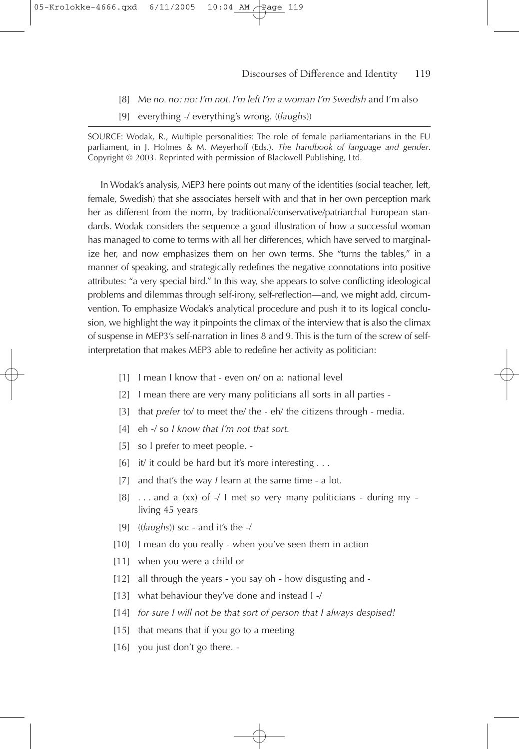[8] Me *no. no: no: I'm not. I'm left I'm a woman I'm Swedish* and I'm also

[9] everything -/ everything's wrong. ((*laughs*))

SOURCE: Wodak, R., Multiple personalities: The role of female parliamentarians in the EU parliament, in J. Holmes & M. Meyerhoff (Eds.), *The handbook of language and gender*. Copyright © 2003. Reprinted with permission of Blackwell Publishing, Ltd.

In Wodak's analysis, MEP3 here points out many of the identities (social teacher, left, female, Swedish) that she associates herself with and that in her own perception mark her as different from the norm, by traditional/conservative/patriarchal European standards. Wodak considers the sequence a good illustration of how a successful woman has managed to come to terms with all her differences, which have served to marginalize her, and now emphasizes them on her own terms. She "turns the tables," in a manner of speaking, and strategically redefines the negative connotations into positive attributes: "a very special bird." In this way, she appears to solve conflicting ideological problems and dilemmas through self-irony, self-reflection—and, we might add, circumvention. To emphasize Wodak's analytical procedure and push it to its logical conclusion, we highlight the way it pinpoints the climax of the interview that is also the climax of suspense in MEP3's self-narration in lines 8 and 9. This is the turn of the screw of self-interpretation that makes MEP3 able to redefine her activity as politician:

[1] I mean I know that - even on/ on a: national level

[2] I mean there are very many politicians all sorts in all parties -

[3] that *prefer* to/ to meet the/ the - eh/ the citizens through - media.

[4] eh -/ so *I know that I'm not that sort.*

[5] so I prefer to meet people. -

[6] it/ it could be hard but it's more interesting . . .

[7] and that's the way *I* learn at the same time - a lot.

[8] . . . and a (xx) of -/ I met so very many politicians - during my - living 45 years

[9] ((*laughs*)) so: - and it's the -/

[10] I mean do you really - when you've seen them in action

[11] when you were a child or

[12] all through the years - you say oh - how disgusting and -

[13] what behaviour they've done and instead I -/

[14] *for sure I will not be that sort of person that I always despised!*

[15] that means that if you go to a meeting

[16] you just don't go there. -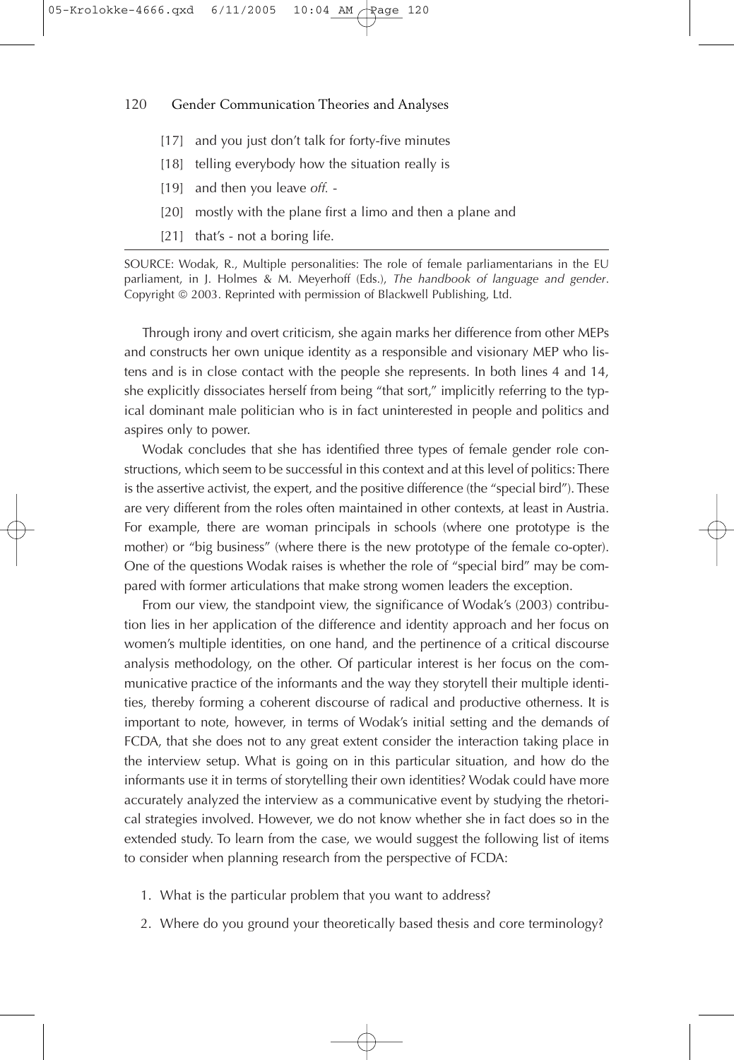[17] and you just don't talk for forty-five minutes

[18] telling everybody how the situation really is

[19] and then you leave *off.* -

[20] mostly with the plane first a limo and then a plane and

[21] that's - not a boring life.

SOURCE: Wodak, R., Multiple personalities: The role of female parliamentarians in the EU parliament, in J. Holmes & M. Meyerhoff (Eds.), *The handbook of language and gender*. Copyright © 2003. Reprinted with permission of Blackwell Publishing, Ltd.

Through irony and overt criticism, she again marks her difference from other MEPs and constructs her own unique identity as a responsible and visionary MEP who listens and is in close contact with the people she represents. In both lines 4 and 14, she explicitly dissociates herself from being "that sort," implicitly referring to the typical dominant male politician who is in fact uninterested in people and politics and aspires only to power.

Wodak concludes that she has identified three types of female gender role constructions, which seem to be successful in this context and at this level of politics: There is the assertive activist, the expert, and the positive difference (the "special bird"). These are very different from the roles often maintained in other contexts, at least in Austria. For example, there are woman principals in schools (where one prototype is the mother) or "big business" (where there is the new prototype of the female co-opter). One of the questions Wodak raises is whether the role of "special bird" may be compared with former articulations that make strong women leaders the exception.

From our view, the standpoint view, the significance of Wodak's (2003) contribution lies in her application of the difference and identity approach and her focus on women's multiple identities, on one hand, and the pertinence of a critical discourse analysis methodology, on the other. Of particular interest is her focus on the communicative practice of the informants and the way they storytell their multiple identities, thereby forming a coherent discourse of radical and productive otherness. It is important to note, however, in terms of Wodak's initial setting and the demands of FCDA, that she does not to any great extent consider the interaction taking place in the interview setup. What is going on in this particular situation, and how do the informants use it in terms of storytelling their own identities? Wodak could have more accurately analyzed the interview as a communicative event by studying the rhetorical strategies involved. However, we do not know whether she in fact does so in the extended study. To learn from the case, we would suggest the following list of items to consider when planning research from the perspective of FCDA:

1. What is the particular problem that you want to address?
2. Where do you ground your theoretically based thesis and core terminology?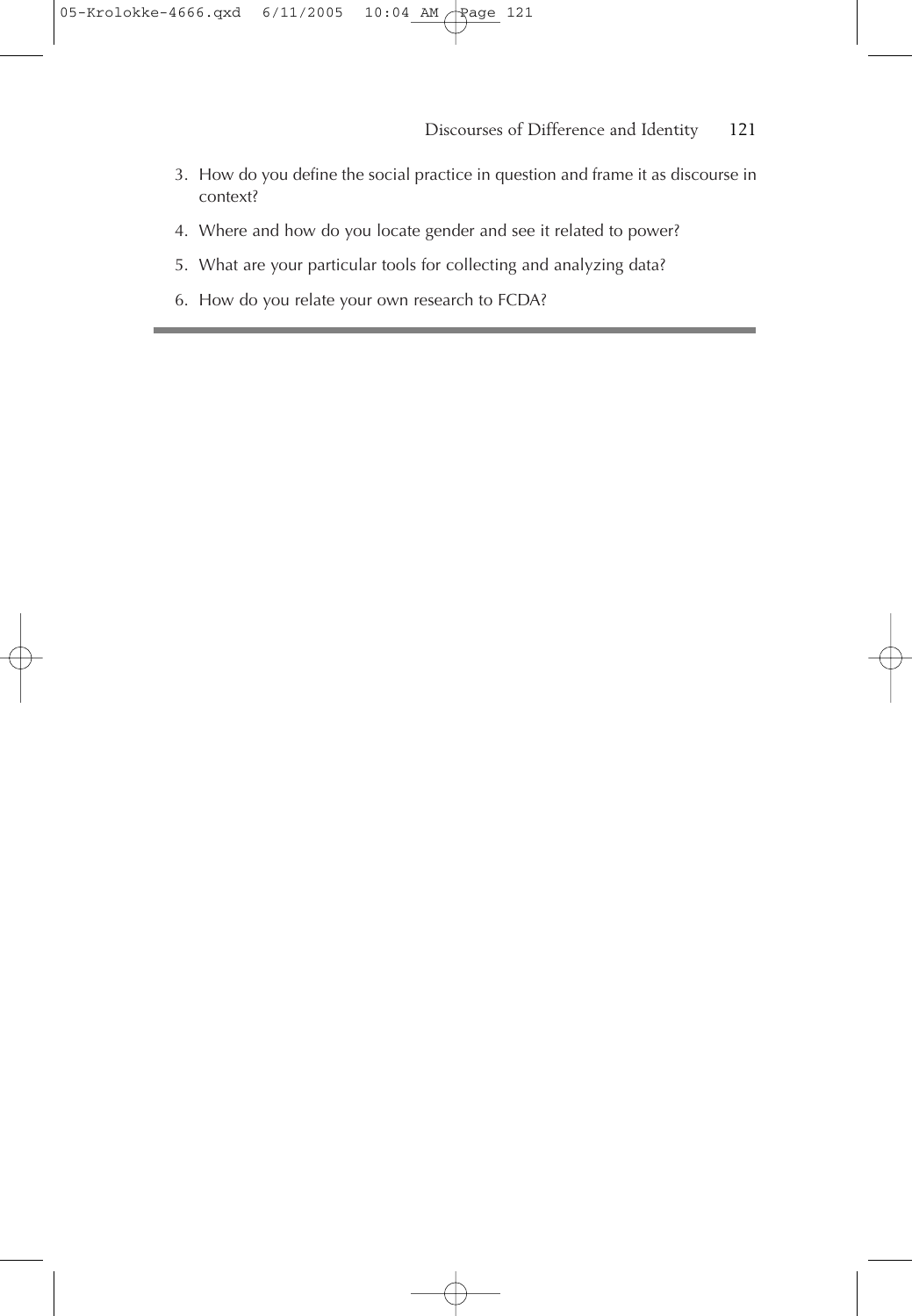3. How do you define the social practice in question and frame it as discourse in context?
4. Where and how do you locate gender and see it related to power?
5. What are your particular tools for collecting and analyzing data?
6. How do you relate your own research to FCDA?